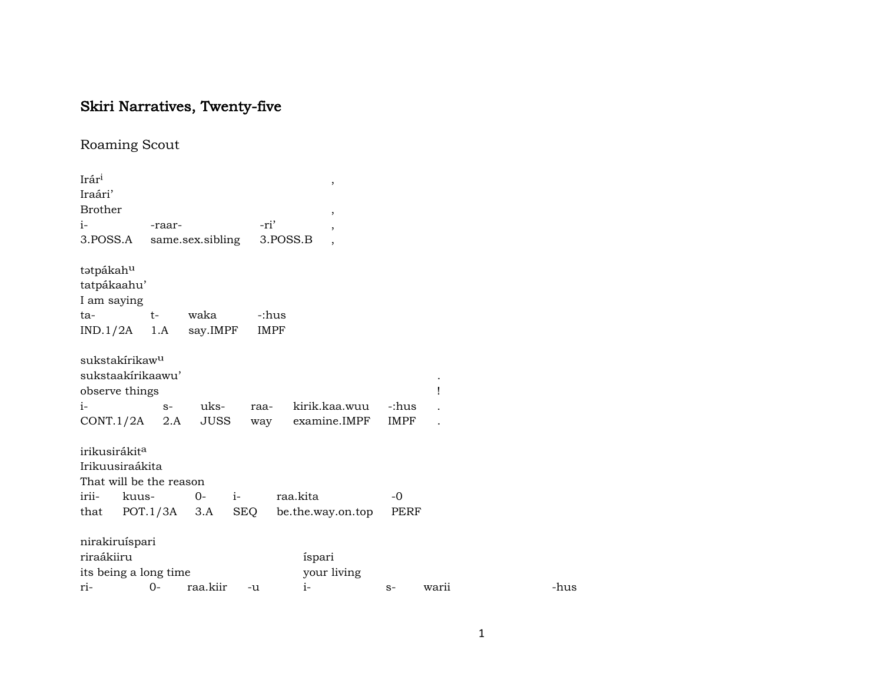## Skiri Narratives, Twenty-five

### Roaming Scout

Irár[i]
Iraári'
Brother

| i- | -raar- | -ri' | , |
|---|---|---|---|
| 3.POSS.A | same.sex.sibling | 3.POSS.B | , |

tətpákah[u]
tatpákaahu'
I am saying

| ta- | t- | waka | -:hus |
|---|---|---|---|
| IND.1/2A | 1.A | say.IMPF | IMPF |

sukstakírikaw[u]
sukstaakírikaawu' .
observe things !

| i- | s- | uks- | raa- | kirik.kaa.wuu | -:hus | . |
|---|---|---|---|---|---|---|
| CONT.1/2A | 2.A | JUSS | way | examine.IMPF | IMPF | . |

irikusirákit[a]
Irikuusiraákita
That will be the reason

| irii- | kuus- | 0- | i- | raa.kita | -0 |
|---|---|---|---|---|---|
| that | POT.1/3A | 3.A | SEQ | be.the.way.on.top | PERF |

nirakiruíspari
riraákiiru íspari
its being a long time your living

| ri- | 0- | raa.kiir | -u | i- | s- | warii | -hus |
|---|---|---|---|---|---|---|---|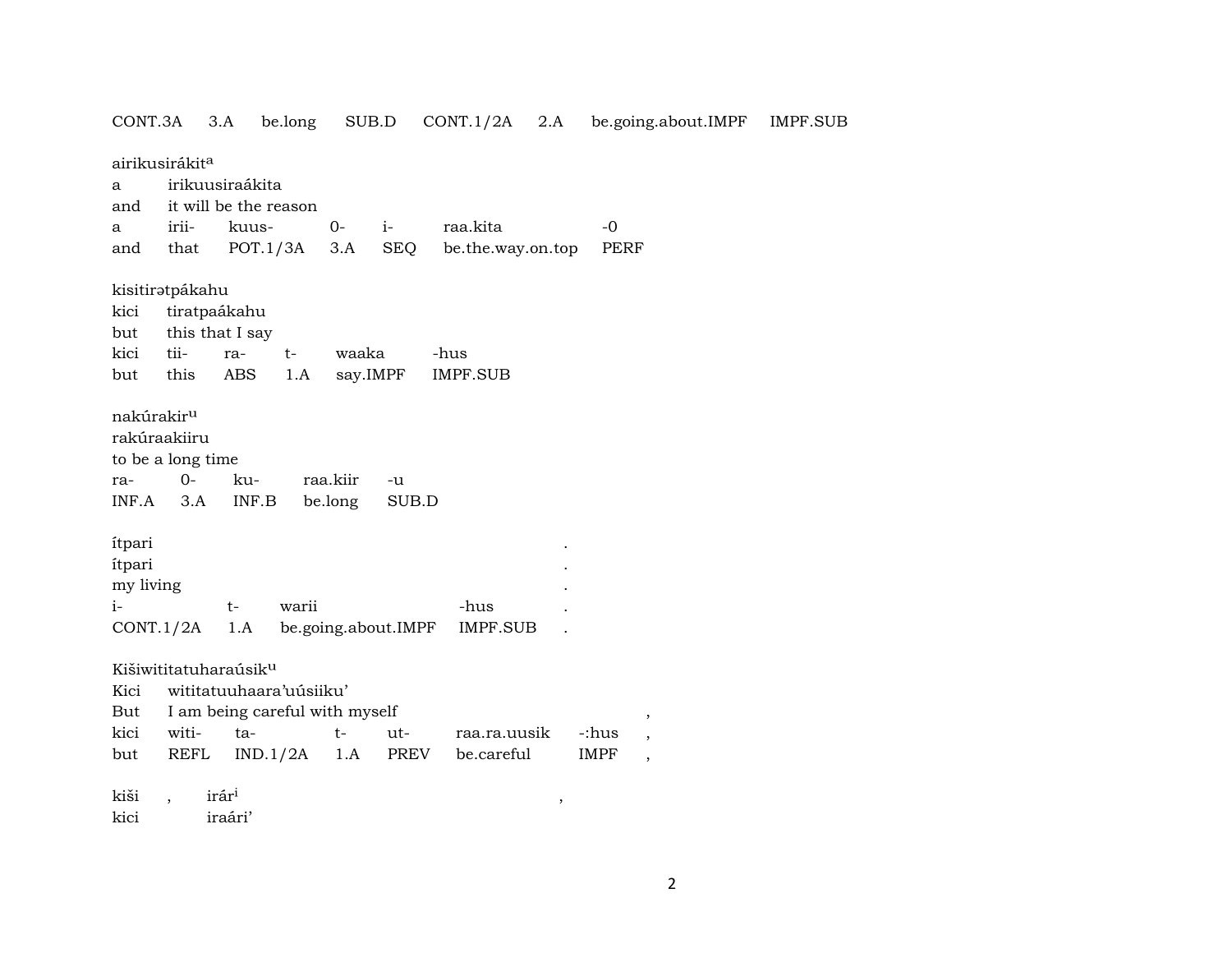CONT.3A    3.A    be.long    SUB.D    CONT.1/2A    2.A    be.going.about.IMPF    IMPF.SUB

airikusirákit[a]
a    irikuusiraákita
and    it will be the reason
a    irii-    kuus-    0-    i-    raa.kita    -0
and    that    POT.1/3A    3.A    SEQ    be.the.way.on.top    PERF

kisitirətpákahu
kici    tiratpaákahu
but    this that I say
kici    tii-    ra-    t-    waaka    -hus
but    this    ABS    1.A    say.IMPF    IMPF.SUB

nakúrakir[u]
rakúraakiiru
to be a long time
ra-    0-    ku-    raa.kiir    -u
INF.A    3.A    INF.B    be.long    SUB.D

ítpari    .
ítpari    .
my living    .
i-    t-    warii    -hus    .
CONT.1/2A    1.A    be.going.about.IMPF    IMPF.SUB    .

Kišiwititatuharaúsik[u]
Kici    wititatuuhaara'uúsiiku'
But    I am being careful with myself    ,
kici    witi-    ta-    t-    ut-    raa.ra.uusik    -:hus    ,
but    REFL    IND.1/2A    1.A    PREV    be.careful    IMPF    ,

kiši    ,    irár[i]    ,
kici    iraári'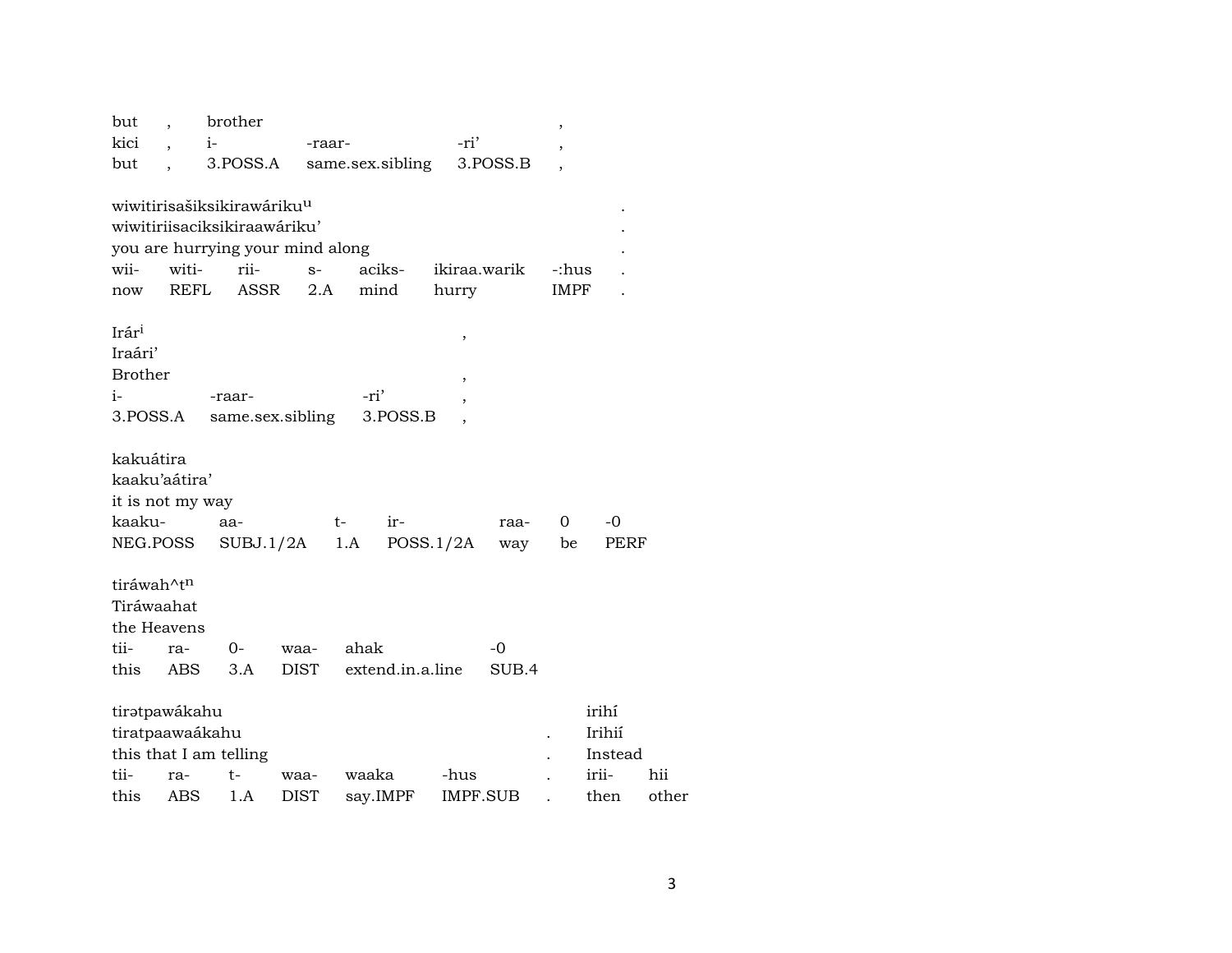| | | | | |
|---|---|---|---|---|
| but | , | brother | | , |
| kici | , | i- | -raar- | -ri’ | ,
| but | , | 3.POSS.A | same.sex.sibling | 3.POSS.B | ,

| | | | | | | | |
|---|---|---|---|---|---|---|---|
| wiwitirisašiksikirawárikuᵘ | | | | | | | . |
| wiwitiriisaciksikiraawáriku’ | | | | | | | . |
| you are hurrying your mind along | | | | | | | . |
| wii- | witi- | rii- | s- | aciks- | ikiraa.warik | -:hus | . |
| now | REFL | ASSR | 2.A | mind | hurry | IMPF | . |

| | | | |
|---|---|---|---|
| Irárⁱ | | | , |
| Iraári’ | | | |
| Brother | | | , |
| i- | -raar- | -ri’ | , |
| 3.POSS.A | same.sex.sibling | 3.POSS.B | , |

| | | | | | | |
|---|---|---|---|---|---|---|
| kakuátira | | | | | | |
| kaaku’aátira’ | | | | | | |
| it is not my way | | | | | | |
| kaaku- | aa- | t- | ir- | raa- | 0 | -0 |
| NEG.POSS | SUBJ.1/2A | 1.A | POSS.1/2A | way | be | PERF |

| | | | | | |
|---|---|---|---|---|---|
| tiráwah^tⁿ | | | | | |
| Tiráwaahat | | | | | |
| the Heavens | | | | | |
| tii- | ra- | 0- | waa- | ahak | -0 |
| this | ABS | 3.A | DIST | extend.in.a.line | SUB.4 |

| | | | | | | | | |
|---|---|---|---|---|---|---|---|---|
| tirətpawákahu | | | | | | | irihí | |
| tiratpaawaákahu | | | | | | . | Irihií | |
| this that I am telling | | | | | | . | Instead | |
| tii- | ra- | t- | waa- | waaka | -hus | . | irii- | hii |
| this | ABS | 1.A | DIST | say.IMPF | IMPF.SUB | . | then | other |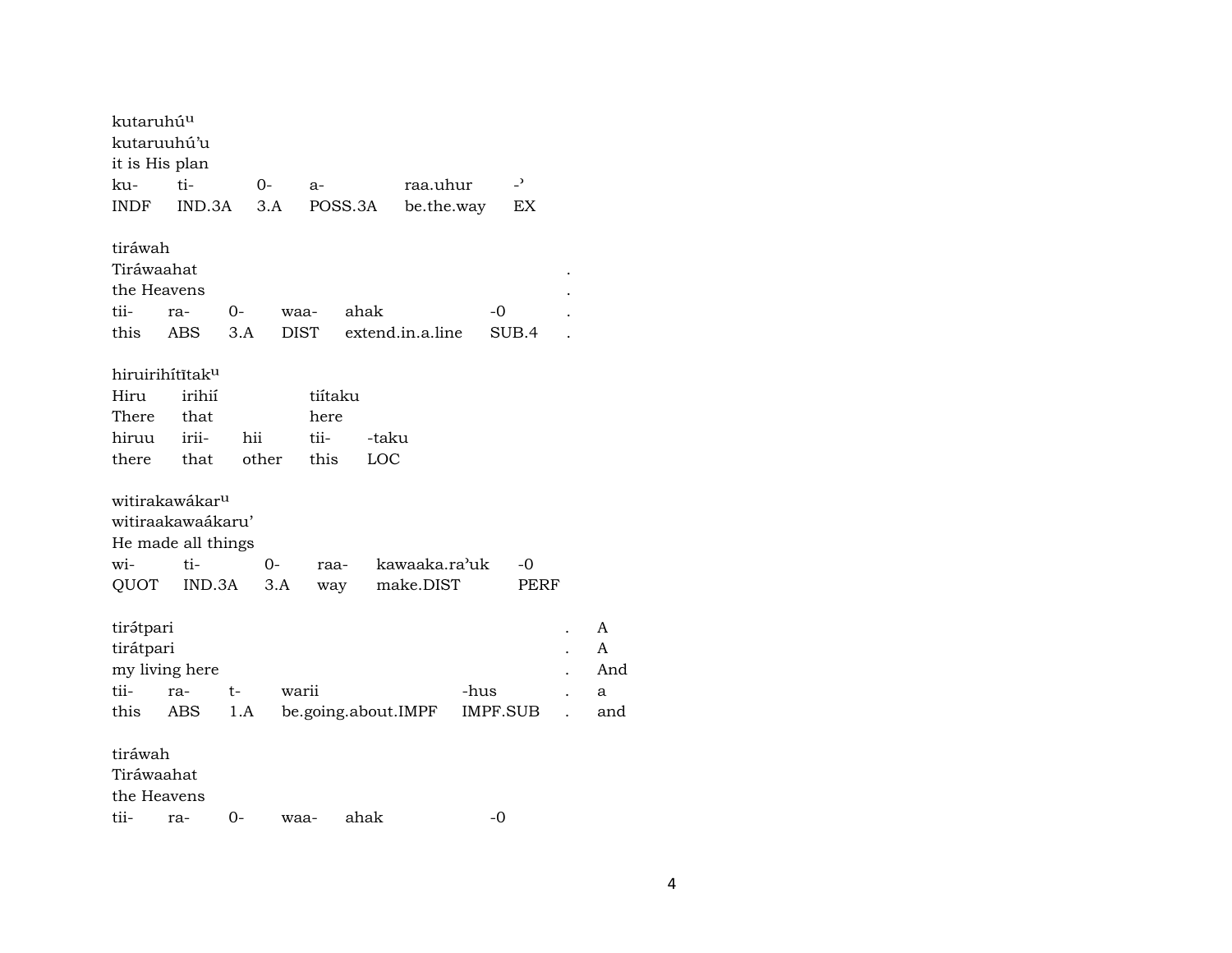kutaruhúᵘ
kutaruuhú'u
it is His plan

| | | | | | |
|---|---|---|---|---|---|
| ku- | ti- | 0- | a- | raa.uhur | -' |
| INDF | IND.3A | 3.A | POSS.3A | be.the.way | EX |

tiráwah
Tiráwaahat .
the Heavens .

| | | | | | | |
|---|---|---|---|---|---|---|
| tii- | ra- | 0- | waa- | ahak | -0 | . |
| this | ABS | 3.A | DIST | extend.in.a.line | SUB.4 | . |

hiruirihítītakᵘ

| | | | | |
|---|---|---|---|---|
| Hiru | irihií | | tiítaku | |
| There | that | | here | |
| hiruu | irii- | hii | tii- | -taku |
| there | that | other | this | LOC |

witirakawákarᵘ
witiraakawaákaru'
He made all things

| | | | | | |
|---|---|---|---|---|---|
| wi- | ti- | 0- | raa- | kawaaka.ra'uk | -0 |
| QUOT | IND.3A | 3.A | way | make.DIST | PERF |

tirátpari . A
tirátpari . A
my living here . And

| | | | | | | |
|---|---|---|---|---|---|---|
| tii- | ra- | t- | warii | -hus | . | a |
| this | ABS | 1.A | be.going.about.IMPF | IMPF.SUB | . | and |

tiráwah
Tiráwaahat
the Heavens

| | | | | | |
|---|---|---|---|---|---|
| tii- | ra- | 0- | waa- | ahak | -0 |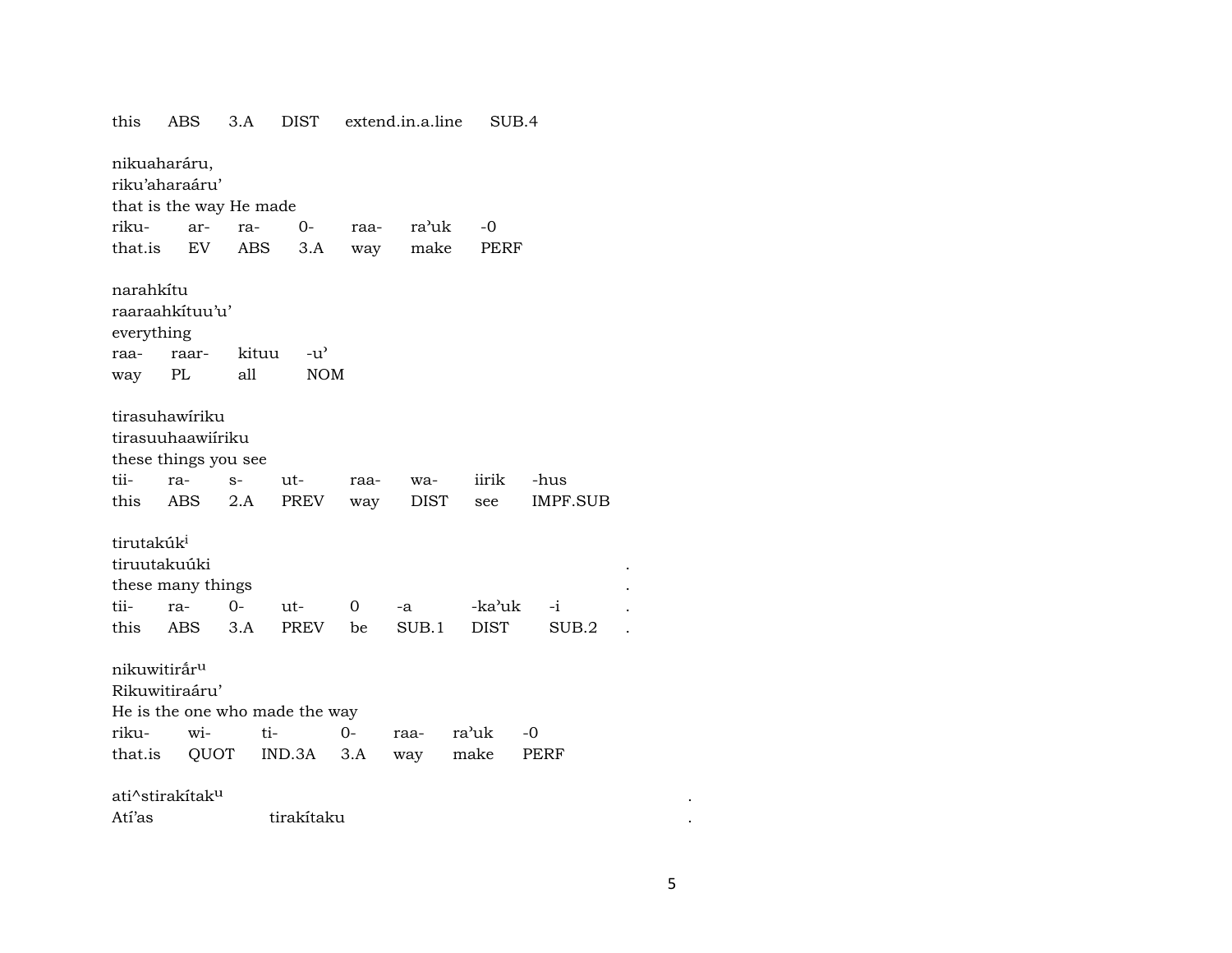this ABS 3.A DIST extend.in.a.line SUB.4

nikuaharáru,
riku'aharaáru'
that is the way He made

| riku- | ar- | ra- | 0- | raa- | ra'uk | -0 |
|---|---|---|---|---|---|---|
| that.is | EV | ABS | 3.A | way | make | PERF |

narahkítu
raaraahkítuu'u'
everything

| raa- | raar- | kituu | -u' |
|---|---|---|---|
| way | PL | all | NOM |

tirasuhawíriku
tirasuuhaawiíriku
these things you see

| tii- | ra- | s- | ut- | raa- | wa- | iirik | -hus |
|---|---|---|---|---|---|---|---|
| this | ABS | 2.A | PREV | way | DIST | see | IMPF.SUB |

tirutakúk[i]
tiruutakuúki .
these many things .

| tii- | ra- | 0- | ut- | 0 | -a | -ka'uk | -i | . |
|---|---|---|---|---|---|---|---|---|
| this | ABS | 3.A | PREV | be | SUB.1 | DIST | SUB.2 | . |

nikuwitirấr[u]
Rikuwitiraáru'
He is the one who made the way

| riku- | wi- | ti- | 0- | raa- | ra'uk | -0 |
|---|---|---|---|---|---|---|
| that.is | QUOT | IND.3A | 3.A | way | make | PERF |

ati^stirakítak[u] .
Atí'as tirakítaku .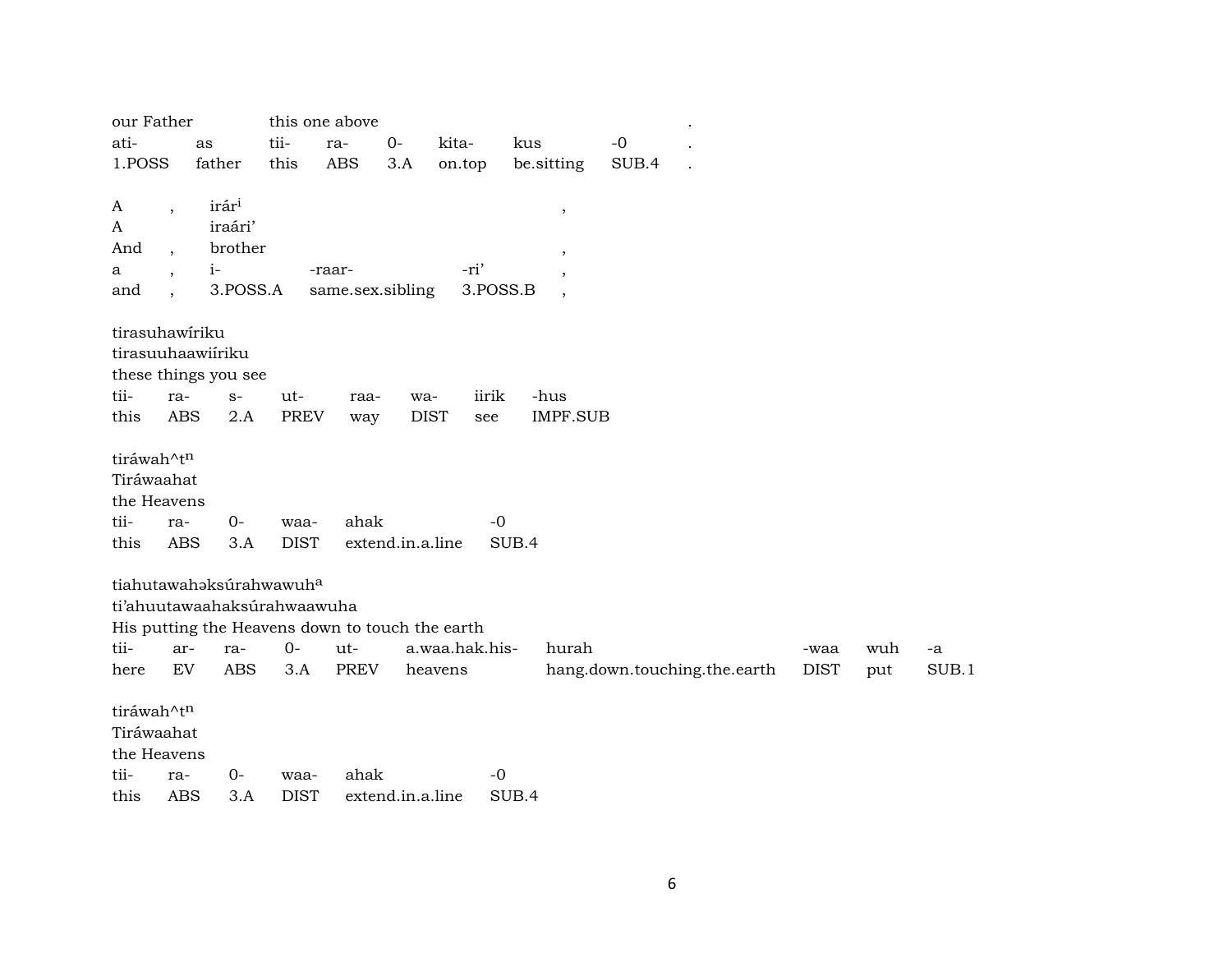| | | | | | | | | |
|---|---|---|---|---|---|---|---|---|
| our Father | | this one above | | | | | | . |
| ati- | as | tii- | ra- | 0- | kita- | kus | -0 | . |
| 1.POSS | father | this | ABS | 3.A | on.top | be.sitting | SUB.4 | . |

| | | | | | |
|---|---|---|---|---|---|
| A | , | irár[i] | | | , |
| A | | iraári’ | | | |
| And | , | brother | | | , |
| a | , | i- | -raar- | -ri’ | , |
| and | , | 3.POSS.A | same.sex.sibling | 3.POSS.B | , |

tirasuhawíriku
tirasuuhaawiíriku
these things you see

| | | | | | | | |
|---|---|---|---|---|---|---|---|
| tii- | ra- | s- | ut- | raa- | wa- | iirik | -hus |
| this | ABS | 2.A | PREV | way | DIST | see | IMPF.SUB |

tiráwah^t[n]
Tiráwaahat
the Heavens

| | | | | | |
|---|---|---|---|---|---|
| tii- | ra- | 0- | waa- | ahak | -0 |
| this | ABS | 3.A | DIST | extend.in.a.line | SUB.4 |

tiahutawahəksúrahwawuh[a]
ti’ahuutawaahaksúrahwaawuha
His putting the Heavens down to touch the earth

| | | | | | | | | | |
|---|---|---|---|---|---|---|---|---|---|
| tii- | ar- | ra- | 0- | ut- | a.waa.hak.his- | hurah | -waa | wuh | -a |
| here | EV | ABS | 3.A | PREV | heavens | hang.down.touching.the.earth | DIST | put | SUB.1 |

tiráwah^t[n]
Tiráwaahat
the Heavens

| | | | | | |
|---|---|---|---|---|---|
| tii- | ra- | 0- | waa- | ahak | -0 |
| this | ABS | 3.A | DIST | extend.in.a.line | SUB.4 |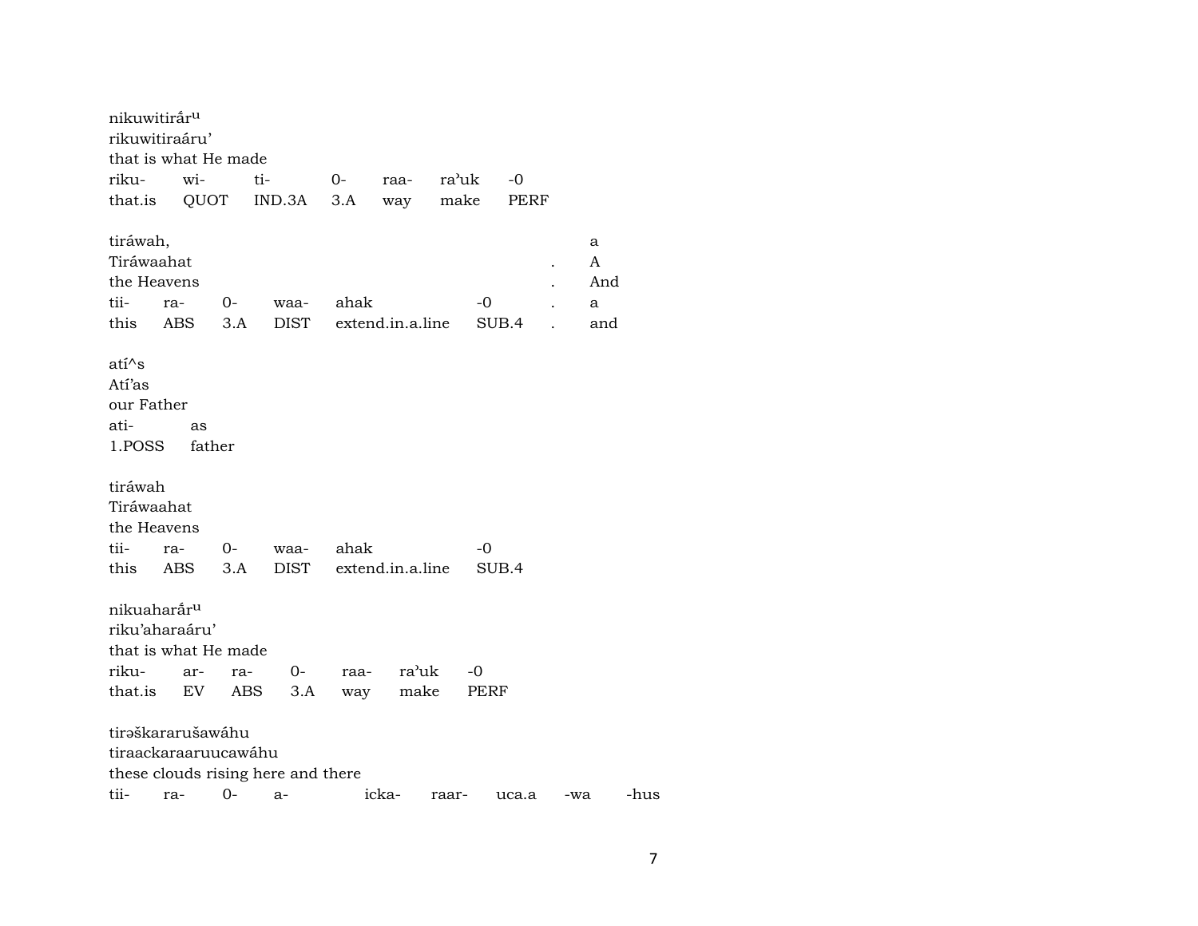nikuwitirắr^u
rikuwitiraáru'
that is what He made

| | | | | | | |
|---|---|---|---|---|---|---|
| riku- | wi- | ti- | 0- | raa- | ra'uk | -0 |
| that.is | QUOT | IND.3A | 3.A | way | make | PERF |

tiráwah, a
Tiráwaahat . A
the Heavens . And

| | | | | | | | |
|---|---|---|---|---|---|---|---|
| tii- | ra- | 0- | waa- | ahak | -0 | . | a |
| this | ABS | 3.A | DIST | extend.in.a.line | SUB.4 | . | and |

atí^s
Atí'as
our Father

| | |
|---|---|
| ati- | as |
| 1.POSS | father |

tiráwah
Tiráwaahat
the Heavens

| | | | | | |
|---|---|---|---|---|---|
| tii- | ra- | 0- | waa- | ahak | -0 |
| this | ABS | 3.A | DIST | extend.in.a.line | SUB.4 |

nikuaharắr^u
riku'aharaáru'
that is what He made

| | | | | | | |
|---|---|---|---|---|---|---|
| riku- | ar- | ra- | 0- | raa- | ra'uk | -0 |
| that.is | EV | ABS | 3.A | way | make | PERF |

tirəškararušawáhu
tiraackaraaruucawáhu
these clouds rising here and there

| | | | | | | | | |
|---|---|---|---|---|---|---|---|---|
| tii- | ra- | 0- | a- | icka- | raar- | uca.a | -wa | -hus |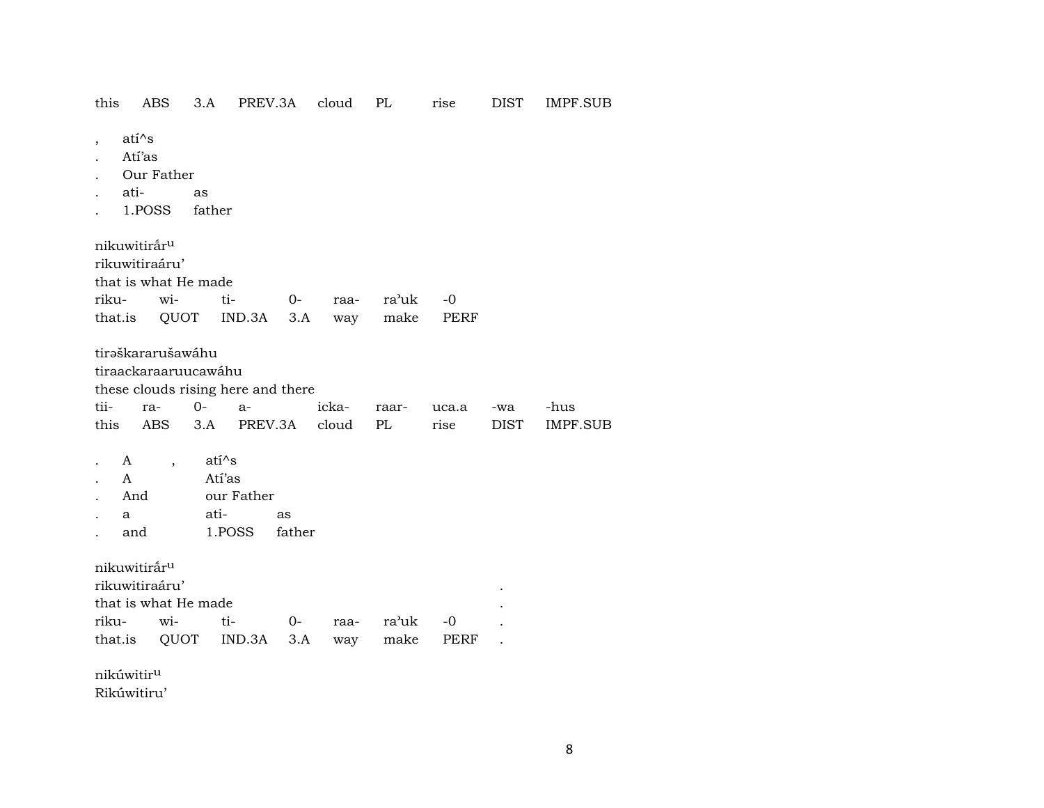this	ABS	3.A	PREV.3A	cloud	PL	rise	DIST	IMPF.SUB

, atí^s
. Atí'as
. Our Father
. ati- as
. 1.POSS father

nikuwitirắr$^{u}$
rikuwitiraáru'
that is what He made

| | | | | | | |
|---|---|---|---|---|---|---|
| riku- | wi- | ti- | 0- | raa- | ra'uk | -0 |
| that.is | QUOT | IND.3A | 3.A | way | make | PERF |

tirəškararušawáhu
tiraackaraaruucawáhu
these clouds rising here and there

| | | | | | | | | |
|---|---|---|---|---|---|---|---|---|
| tii- | ra- | 0- | a- | icka- | raar- | uca.a | -wa | -hus |
| this | ABS | 3.A | PREV.3A | cloud | PL | rise | DIST | IMPF.SUB |

. A , atí^s
. A Atí'as
. And our Father
. a ati- as
. and 1.POSS father

nikuwitirắr$^{u}$
rikuwitiraáru' .
that is what He made .

| | | | | | | | |
|---|---|---|---|---|---|---|---|
| riku- | wi- | ti- | 0- | raa- | ra'uk | -0 | . |
| that.is | QUOT | IND.3A | 3.A | way | make | PERF | . |

nikúwitir$^{u}$
Rikúwitiru'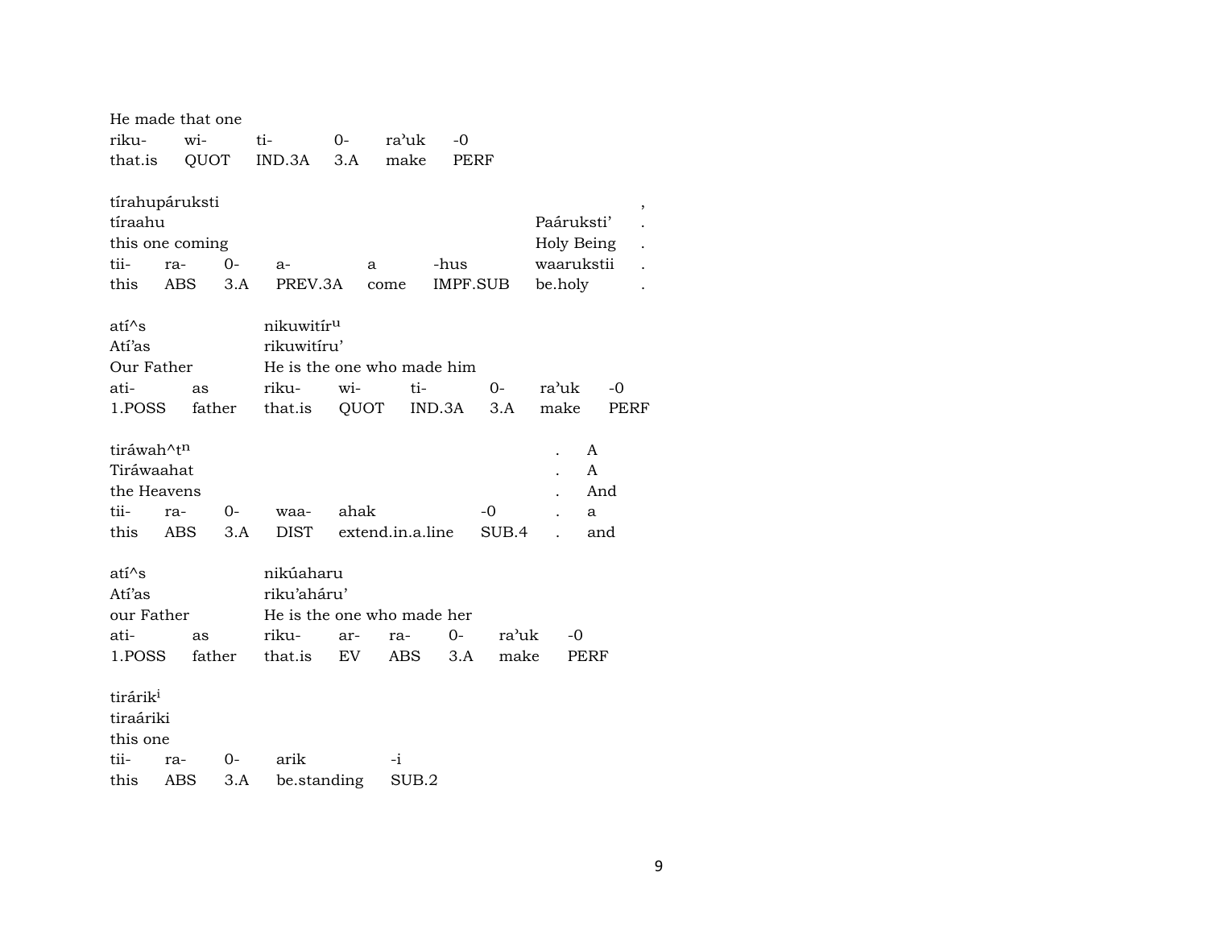He made that one

| | | | | | |
|---|---|---|---|---|---|
| riku- | wi- | ti- | 0- | ra'uk | -0 |
| that.is | QUOT | IND.3A | 3.A | make | PERF |

| | | | | | | | |
|---|---|---|---|---|---|---|---|
| tírahupáruksti | | | | | | | , |
| tíraahu | | | | | | Paáruksti' | . |
| this one coming | | | | | | Holy Being | . |
| tii- | ra- | 0- | a- | a | -hus | waarukstii | . |
| this | ABS | 3.A | PREV.3A | come | IMPF.SUB | be.holy | . |

| | | | | | | | |
|---|---|---|---|---|---|---|---|
| atí^s | | nikuwitír$^{u}$ | | | | | |
| Atí'as | | rikuwitíru' | | | | | |
| Our Father | | He is the one who made him | | | | | |
| ati- | as | riku- | wi- | ti- | 0- | ra'uk | -0 |
| 1.POSS | father | that.is | QUOT | IND.3A | 3.A | make | PERF |

| | | | | | | | |
|---|---|---|---|---|---|---|---|
| tiráwah^t$^{n}$ | | | | | | . | A |
| Tiráwaahat | | | | | | . | A |
| the Heavens | | | | | | . | And |
| tii- | ra- | 0- | waa- | ahak | -0 | . | a |
| this | ABS | 3.A | DIST | extend.in.a.line | SUB.4 | . | and |

| | | | | | | | |
|---|---|---|---|---|---|---|---|
| atí^s | | nikúaharu | | | | | |
| Atí'as | | riku'aháru' | | | | | |
| our Father | | He is the one who made her | | | | | |
| ati- | as | riku- | ar- | ra- | 0- | ra'uk | -0 |
| 1.POSS | father | that.is | EV | ABS | 3.A | make | PERF |

| | | | | |
|---|---|---|---|---|
| tirárik$^{i}$ | | | | |
| tiraáriki | | | | |
| this one | | | | |
| tii- | ra- | 0- | arik | -i |
| this | ABS | 3.A | be.standing | SUB.2 |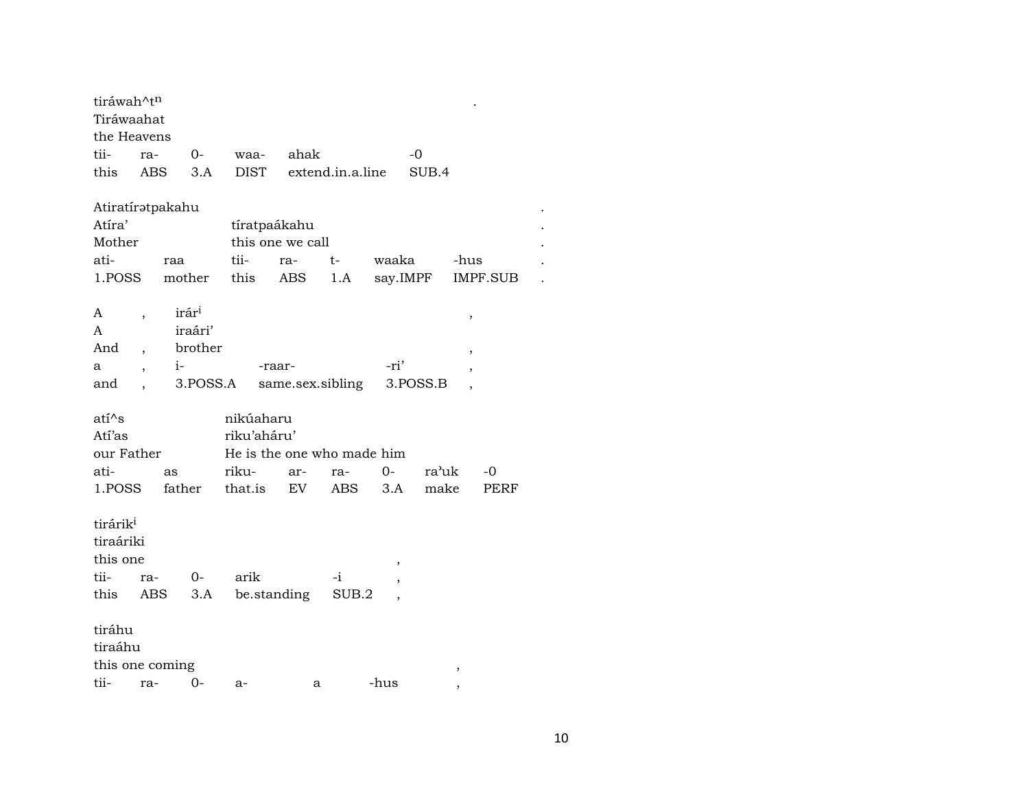tiráwah^tⁿ .
Tiráwaahat
the Heavens

| | | | | | |
|---|---|---|---|---|---|
| tii- | ra- | 0- | waa- | ahak | -0 |
| this | ABS | 3.A | DIST | extend.in.a.line | SUB.4 |

Atiratírətpakahu .
Atíra' tíratpaákahu .
Mother this one we call .

| | | | | | | | |
|---|---|---|---|---|---|---|---|
| ati- | raa | tii- | ra- | t- | waaka | -hus | . |
| 1.POSS | mother | this | ABS | 1.A | say.IMPF | IMPF.SUB | . |

A , irár[i] ,
A iraári'
And , brother ,

| | | | | | |
|---|---|---|---|---|---|
| a | , | i- | -raar- | -ri' | , |
| and | , | 3.POSS.A | same.sex.sibling | 3.POSS.B | , |

atí^s nikúaharu
Atí'as riku'aháru'
our Father He is the one who made him

| | | | | | | | |
|---|---|---|---|---|---|---|---|
| ati- | as | riku- | ar- | ra- | 0- | ra'uk | -0 |
| 1.POSS | father | that.is | EV | ABS | 3.A | make | PERF |

tirárik[i]
tiraáriki
this one ,

| | | | | | |
|---|---|---|---|---|---|
| tii- | ra- | 0- | arik | -i | , |
| this | ABS | 3.A | be.standing | SUB.2 | , |

tiráhu
tiraáhu
this one coming ,

| | | | | | | |
|---|---|---|---|---|---|---|
| tii- | ra- | 0- | a- | a | -hus | , |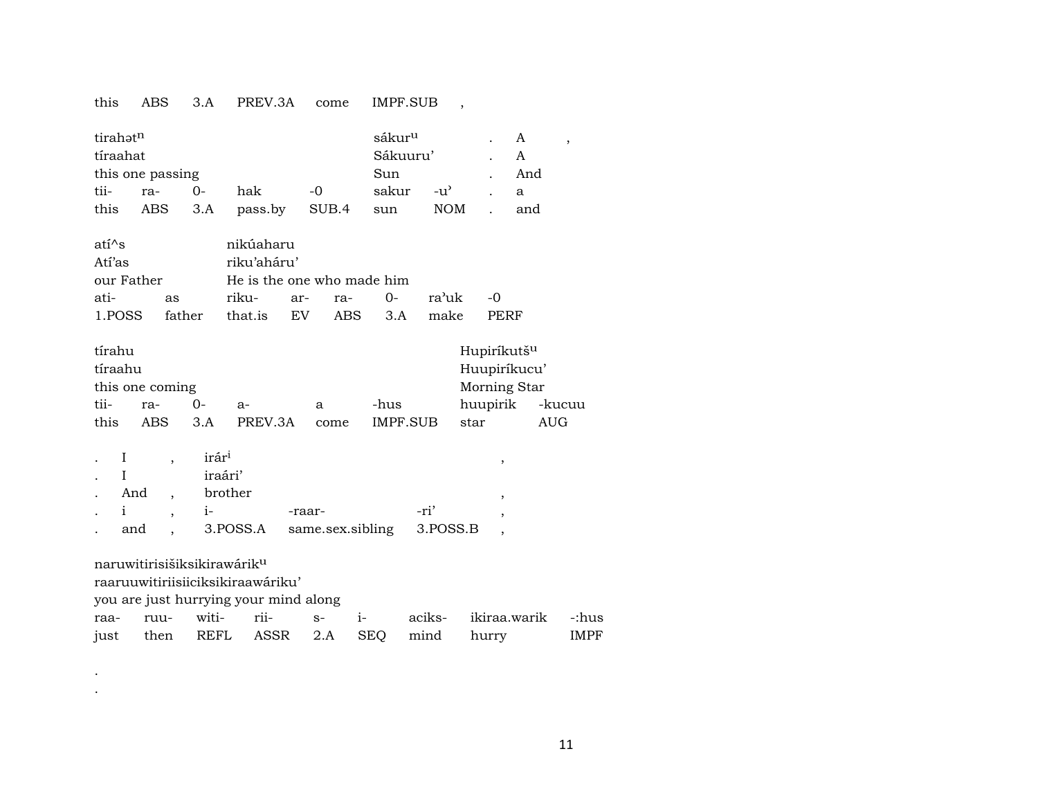this ABS 3.A PREV.3A come IMPF.SUB ,

| | | | | | | | | | |
|---|---|---|---|---|---|---|---|---|---|
| tirahət$^{n}$ | | | | | sákur$^{u}$ | | . | A | , |
| tíraahat | | | | | Sákuuru’ | | . | A | |
| this one passing | | | | | Sun | | . | And | |
| tii- | ra- | 0- | hak | -0 | sakur | -u’ | . | a | |
| this | ABS | 3.A | pass.by | SUB.4 | sun | NOM | . | and | |

| | | | | | | | |
|---|---|---|---|---|---|---|---|
| atí^s | | nikúaharu | | | | | |
| Atí’as | | riku’aháru’ | | | | | |
| our Father | | He is the one who made him | | | | | |
| ati- | as | riku- | ar- | ra- | 0- | ra’uk | -0 |
| 1.POSS | father | that.is | EV | ABS | 3.A | make | PERF |

| | | | | | | | |
|---|---|---|---|---|---|---|---|
| tírahu | | | | | | Hupiríkutš$^{u}$ | |
| tíraahu | | | | | | Huupiríkucu’ | |
| this one coming | | | | | | Morning Star | |
| tii- | ra- | 0- | a- | a | -hus | huupirik | -kucuu |
| this | ABS | 3.A | PREV.3A | come | IMPF.SUB | star | AUG |

| | | | | | | |
|---|---|---|---|---|---|---|
| . | I | , | irár$^{i}$ | | | , |
| . | I | | iraári’ | | | |
| . | And | , | brother | | | , |
| . | i | , | i- | -raar- | -ri’ | , |
| . | and | , | 3.POSS.A | same.sex.sibling | 3.POSS.B | , |

| | | | | | | | | |
|---|---|---|---|---|---|---|---|---|
| naruwitirisišiksikirawárik$^{u}$ | | | | | | | | |
| raaruuwitiriisiiciksikiraawáriku’ | | | | | | | | |
| you are just hurrying your mind along | | | | | | | | |
| raa- | ruu- | witi- | rii- | s- | i- | aciks- | ikiraa.warik | -:hus |
| just | then | REFL | ASSR | 2.A | SEQ | mind | hurry | IMPF |

.

.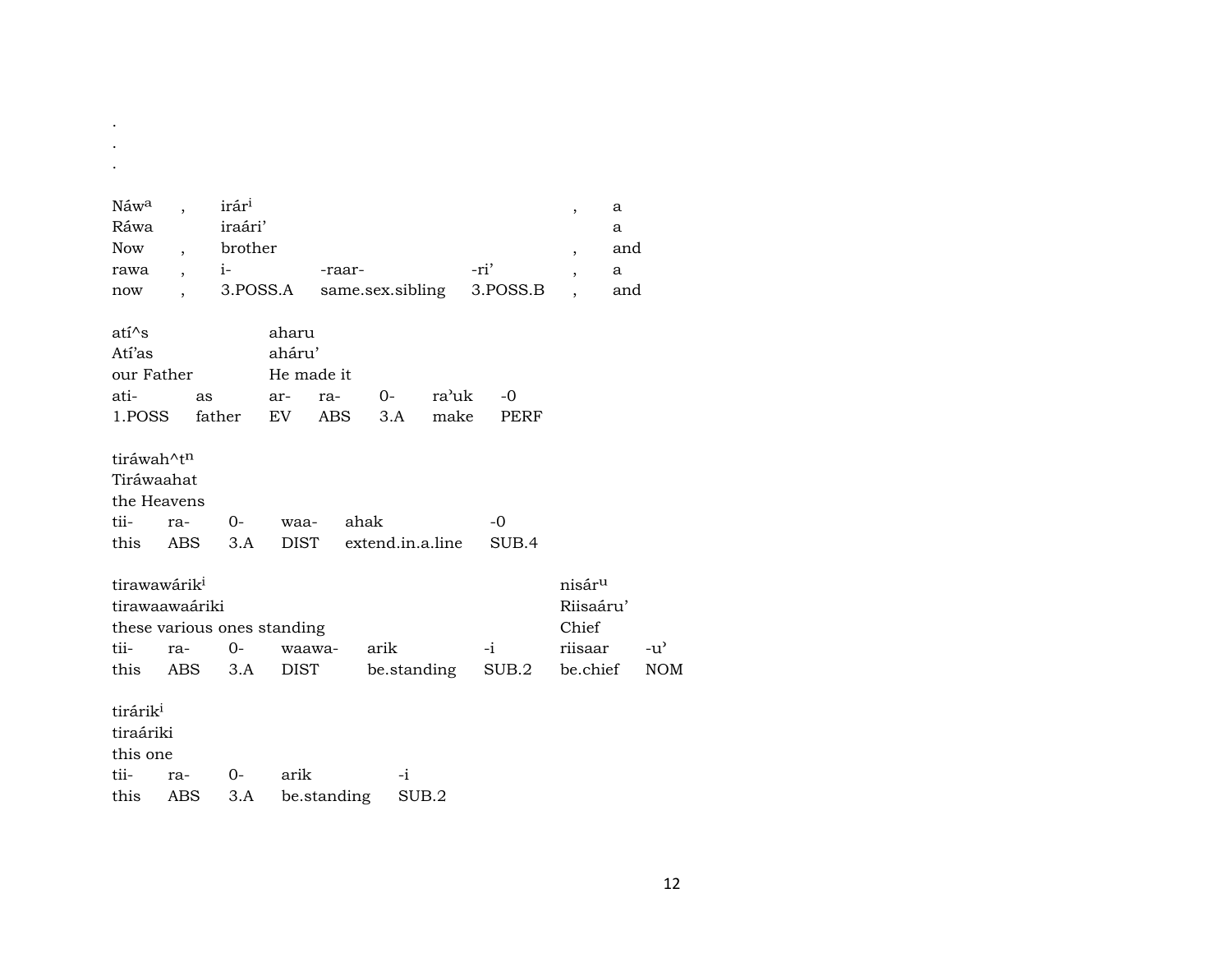.
.
.

| | | | | | |
|---|---|---|---|---|---|
| Náw[a] | , | irár[i] | | | , a |
| Ráwa | | iraári’ | | | a |
| Now | , | brother | | | , and |
| rawa | , | i- | -raar- | -ri’ | , a |
| now | , | 3.POSS.A | same.sex.sibling | 3.POSS.B | , and |

| | | | | | | |
|---|---|---|---|---|---|---|
| atí^s | | aharu | | | | |
| Atí’as | | aháru’ | | | | |
| our Father | | He made it | | | | |
| ati- | as | ar- | ra- | 0- | ra’uk | -0 |
| 1.POSS | father | EV | ABS | 3.A | make | PERF |

| | | | | | |
|---|---|---|---|---|---|
| tiráwah^t[n] | | | | | |
| Tiráwaahat | | | | | |
| the Heavens | | | | | |
| tii- | ra- | 0- | waa- | ahak | -0 |
| this | ABS | 3.A | DIST | extend.in.a.line | SUB.4 |

| | | | | | | | |
|---|---|---|---|---|---|---|---|
| tirawawárik[i] | | | | | | nisár[u] | |
| tirawaawaáriki | | | | | | Riisaáru’ | |
| these various ones standing | | | | | | Chief | |
| tii- | ra- | 0- | waawa- | arik | -i | riisaar | -u’ |
| this | ABS | 3.A | DIST | be.standing | SUB.2 | be.chief | NOM |

| | | | | |
|---|---|---|---|---|
| tirárik[i] | | | | |
| tiraáriki | | | | |
| this one | | | | |
| tii- | ra- | 0- | arik | -i |
| this | ABS | 3.A | be.standing | SUB.2 |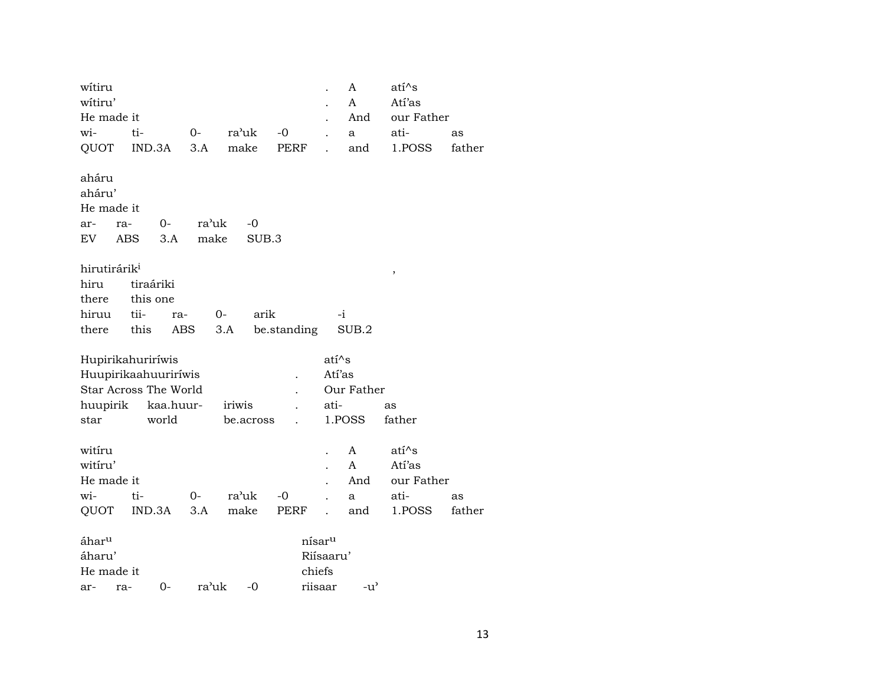| | | | | | | | | |
|---|---|---|---|---|---|---|---|---|
| wítiru | | | | | . | A | atí^s | |
| wítiru’ | | | | | . | A | Atí’as | |
| He made it | | | | | . | And | our Father | |
| wi- | ti- | 0- | ra’uk | -0 | . | a | ati- | as |
| QUOT | IND.3A | 3.A | make | PERF | . | and | 1.POSS | father |

| | | | | |
|---|---|---|---|---|
| aháru | | | | |
| aháru’ | | | | |
| He made it | | | | |
| ar- | ra- | 0- | ra’uk | -0 |
| EV | ABS | 3.A | make | SUB.3 |

| | | | | | |
|---|---|---|---|---|---|
| hirutirárik[i] | | | | | , |
| hiru | tiraáriki | | | | |
| there | this one | | | | |
| hiruu | tii- | ra- | 0- | arik | -i |
| there | this | ABS | 3.A | be.standing | SUB.2 |

| | | | | | |
|---|---|---|---|---|---|
| Hupirikahuriríwis | | | | atí^s | |
| Huupirikaahuuriríwis | | | . | Atí’as | |
| Star Across The World | | | . | Our Father | |
| huupirik | kaa.huur- | iriwis | . | ati- | as |
| star | world | be.across | . | 1.POSS | father |

| | | | | | | | | |
|---|---|---|---|---|---|---|---|---|
| witíru | | | | | . | A | atí^s | |
| witíru’ | | | | | . | A | Atí’as | |
| He made it | | | | | . | And | our Father | |
| wi- | ti- | 0- | ra’uk | -0 | . | a | ati- | as |
| QUOT | IND.3A | 3.A | make | PERF | . | and | 1.POSS | father |

| | | | | | | |
|---|---|---|---|---|---|---|
| áhar[u] | | | | | nísar[u] | |
| áharu’ | | | | | Riísaaru’ | |
| He made it | | | | | chiefs | |
| ar- | ra- | 0- | ra’uk | -0 | riisaar | -u’ |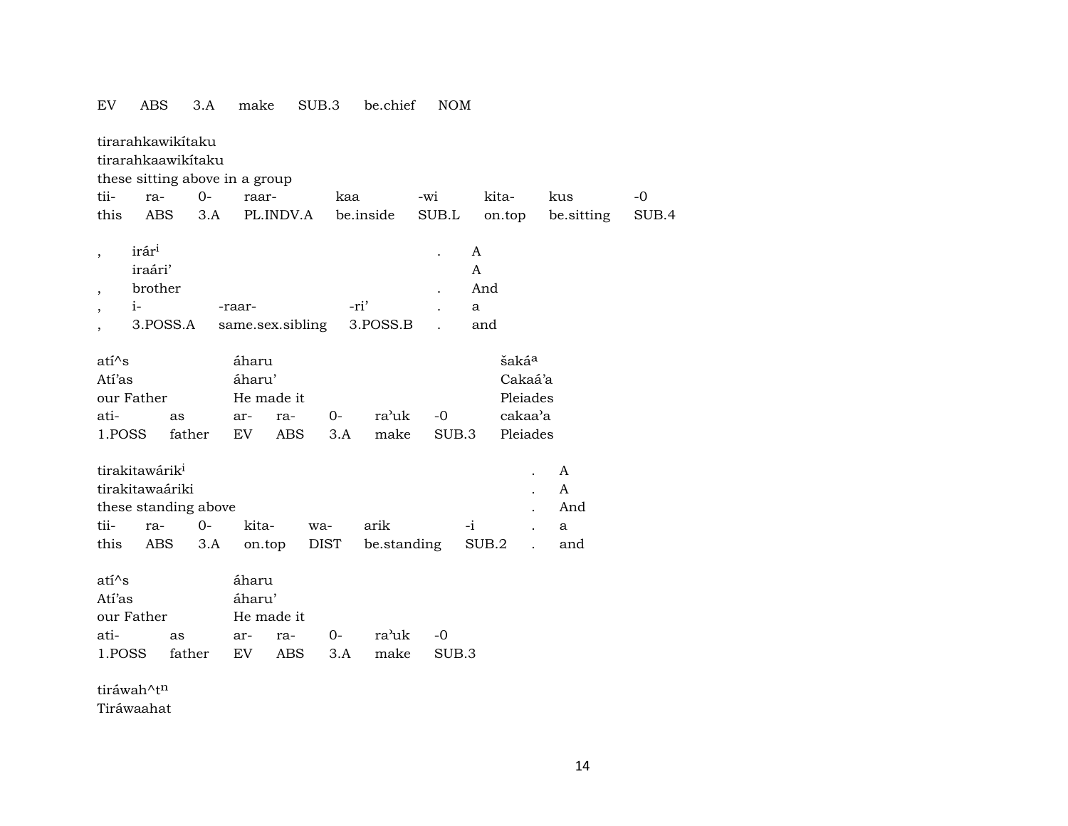EV ABS 3.A make SUB.3 be.chief NOM

tirarahkawikítaku
tirarahkaawikítaku
these sitting above in a group

| | | | | | | | | |
|---|---|---|---|---|---|---|---|---|
| tii- | ra- | 0- | raar- | kaa | -wi | kita- | kus | -0 |
| this | ABS | 3.A | PL.INDV.A | be.inside | SUB.L | on.top | be.sitting | SUB.4 |

| | | | | | |
|---|---|---|---|---|---|
| , | irár[i] | | | . | A |
| | iraári' | | | | A |
| , | brother | | | . | And |
| , | i- | -raar- | -ri' | . | a |
| , | 3.POSS.A | same.sex.sibling | 3.POSS.B | . | and |

| | | | | | | | |
|---|---|---|---|---|---|---|---|
| atí^s | | áharu | | | | | šaká[a] |
| Atí'as | | áharu' | | | | | Cakaá'a |
| our Father | | He made it | | | | | Pleiades |
| ati- | as | ar- | ra- | 0- | ra'uk | -0 | cakaa'a |
| 1.POSS | father | EV | ABS | 3.A | make | SUB.3 | Pleiades |

tirakitawárik[i] . A
tirakitawaáriki . A
these standing above . And

| | | | | | | | | |
|---|---|---|---|---|---|---|---|---|
| tii- | ra- | 0- | kita- | wa- | arik | -i | . | a |
| this | ABS | 3.A | on.top | DIST | be.standing | SUB.2 | . | and |

| | | | | | | |
|---|---|---|---|---|---|---|
| atí^s | | áharu | | | | |
| Atí'as | | áharu' | | | | |
| our Father | | He made it | | | | |
| ati- | as | ar- | ra- | 0- | ra'uk | -0 |
| 1.POSS | father | EV | ABS | 3.A | make | SUB.3 |

tiráwah^t[n]
Tiráwaahat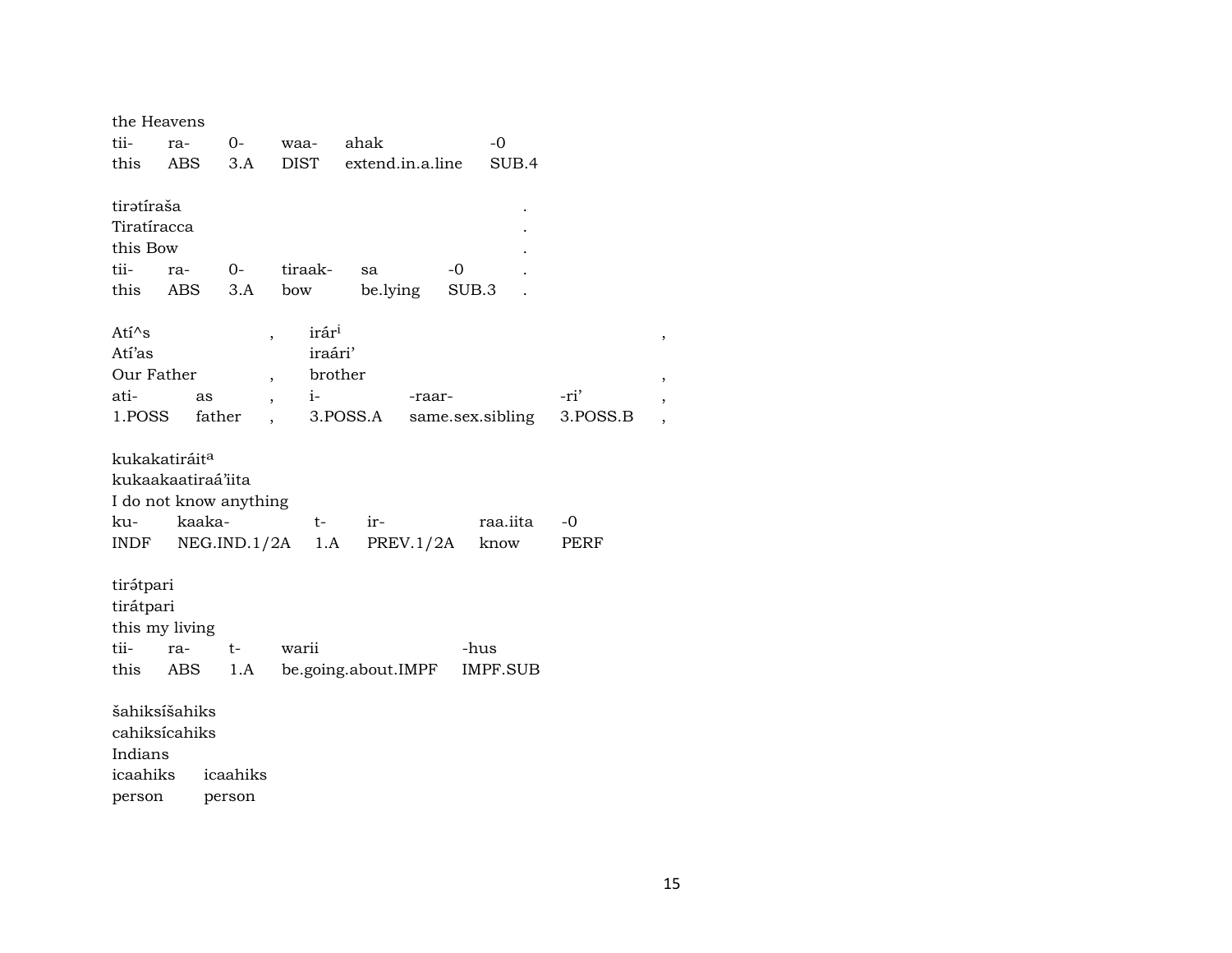the Heavens

| | | | | | |
|---|---|---|---|---|---|
| tii- | ra- | 0- | waa- | ahak | -0 |
| this | ABS | 3.A | DIST | extend.in.a.line | SUB.4 |

tirətíraša .
Tiratíracca .
this Bow .

| | | | | | | |
|---|---|---|---|---|---|---|
| tii- | ra- | 0- | tiraak- | sa | -0 | . |
| this | ABS | 3.A | bow | be.lying | SUB.3 | . |

Atí^s , irár[i] ,
Atí'as iraári'
Our Father , brother ,

| | | | | | | |
|---|---|---|---|---|---|---|
| ati- | as | , | i- | -raar- | -ri' | , |
| 1.POSS | father | , | 3.POSS.A | same.sex.sibling | 3.POSS.B | , |

kukakatiráit[a]
kukaakaatiraá'iita
I do not know anything

| | | | | | |
|---|---|---|---|---|---|
| ku- | kaaka- | t- | ir- | raa.iita | -0 |
| INDF | NEG.IND.1/2A | 1.A | PREV.1/2A | know | PERF |

tirə́tpari
tirátpari
this my living

| | | | | |
|---|---|---|---|---|
| tii- | ra- | t- | warii | -hus |
| this | ABS | 1.A | be.going.about.IMPF | IMPF.SUB |

šahiksíšahiks
cahiksícahiks
Indians

| | |
|---|---|
| icaahiks | icaahiks |
| person | person |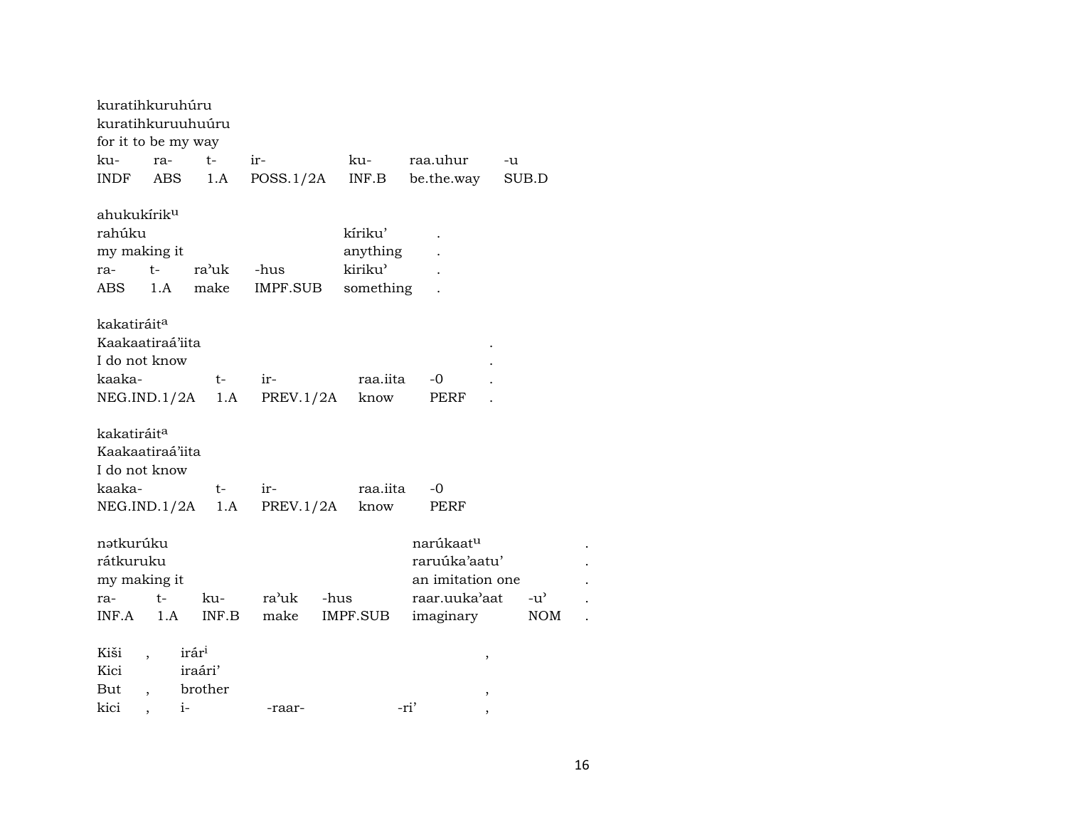kuratihkuruhúru
kuratihkuruuhuúru
for it to be my way

| | | | | | | |
|---|---|---|---|---|---|---|
| ku- | ra- | t- | ir- | ku- | raa.uhur | -u |
| INDF | ABS | 1.A | POSS.1/2A | INF.B | be.the.way | SUB.D |

ahukukírik^u
rahúku kíriku' .
my making it anything .

| | | | | | |
|---|---|---|---|---|---|
| ra- | t- | ra'uk | -hus | kiriku' | . |
| ABS | 1.A | make | IMPF.SUB | something | . |

kakatiráit^a
Kaakaatiraá'iita .
I do not know .

| | | | | | |
|---|---|---|---|---|---|
| kaaka- | t- | ir- | raa.iita | -0 | . |
| NEG.IND.1/2A | 1.A | PREV.1/2A | know | PERF | . |

kakatiráit^a
Kaakaatiraá'iita
I do not know

| | | | | |
|---|---|---|---|---|
| kaaka- | t- | ir- | raa.iita | -0 |
| NEG.IND.1/2A | 1.A | PREV.1/2A | know | PERF |

nətkurúku narúkaat^u .
rátkuruku raruúka'aatu' .
my making it an imitation one .

| | | | | | | | |
|---|---|---|---|---|---|---|---|
| ra- | t- | ku- | ra'uk | -hus | raar.uuka'aat | -u' | . |
| INF.A | 1.A | INF.B | make | IMPF.SUB | imaginary | NOM | . |

Kiši , irár^i ,
Kici iraári'
But , brother ,
kici , i- -raar- -ri' ,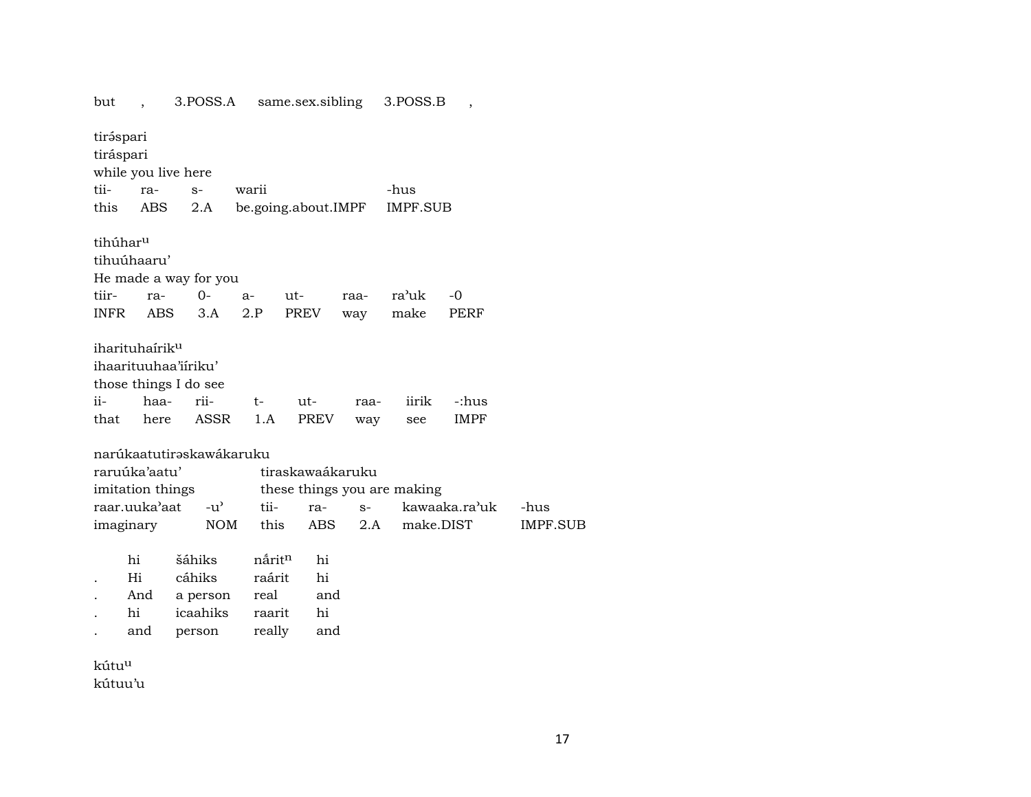| | | | | | |
|---|---|---|---|---|---|
| but | , | 3.POSS.A | same.sex.sibling | 3.POSS.B | , |

tirə́spari
tiráspari
while you live here

| | | | | |
|---|---|---|---|---|
| tii- | ra- | s- | warii | -hus |
| this | ABS | 2.A | be.going.about.IMPF | IMPF.SUB |

tihúhar$^{u}$
tihuúhaaru'
He made a way for you

| | | | | | | | |
|---|---|---|---|---|---|---|---|
| tiir- | ra- | 0- | a- | ut- | raa- | ra'uk | -0 |
| INFR | ABS | 3.A | 2.P | PREV | way | make | PERF |

iharituhaírik$^{u}$
ihaarituuhaa'iíriku'
those things I do see

| | | | | | | | |
|---|---|---|---|---|---|---|---|
| ii- | haa- | rii- | t- | ut- | raa- | iirik | -:hus |
| that | here | ASSR | 1.A | PREV | way | see | IMPF |

narúkaatutirəskawákaruku

| | | | | | | |
|---|---|---|---|---|---|---|
| raruúka'aatu' | | tiraskawaákaruku | | | | |
| imitation things | | these things you are making | | | | |
| raar.uuka'aat | -u' | tii- | ra- | s- | kawaaka.ra'uk | -hus |
| imaginary | NOM | this | ABS | 2.A | make.DIST | IMPF.SUB |

| | | | | |
|---|---|---|---|---|
| | hi | šáhiks | nə́rit$^{n}$ | hi |
| . | Hi | cáhiks | raárit | hi |
| . | And | a person | real | and |
| . | hi | icaahiks | raarit | hi |
| . | and | person | really | and |

kútu$^{u}$
kútuu'u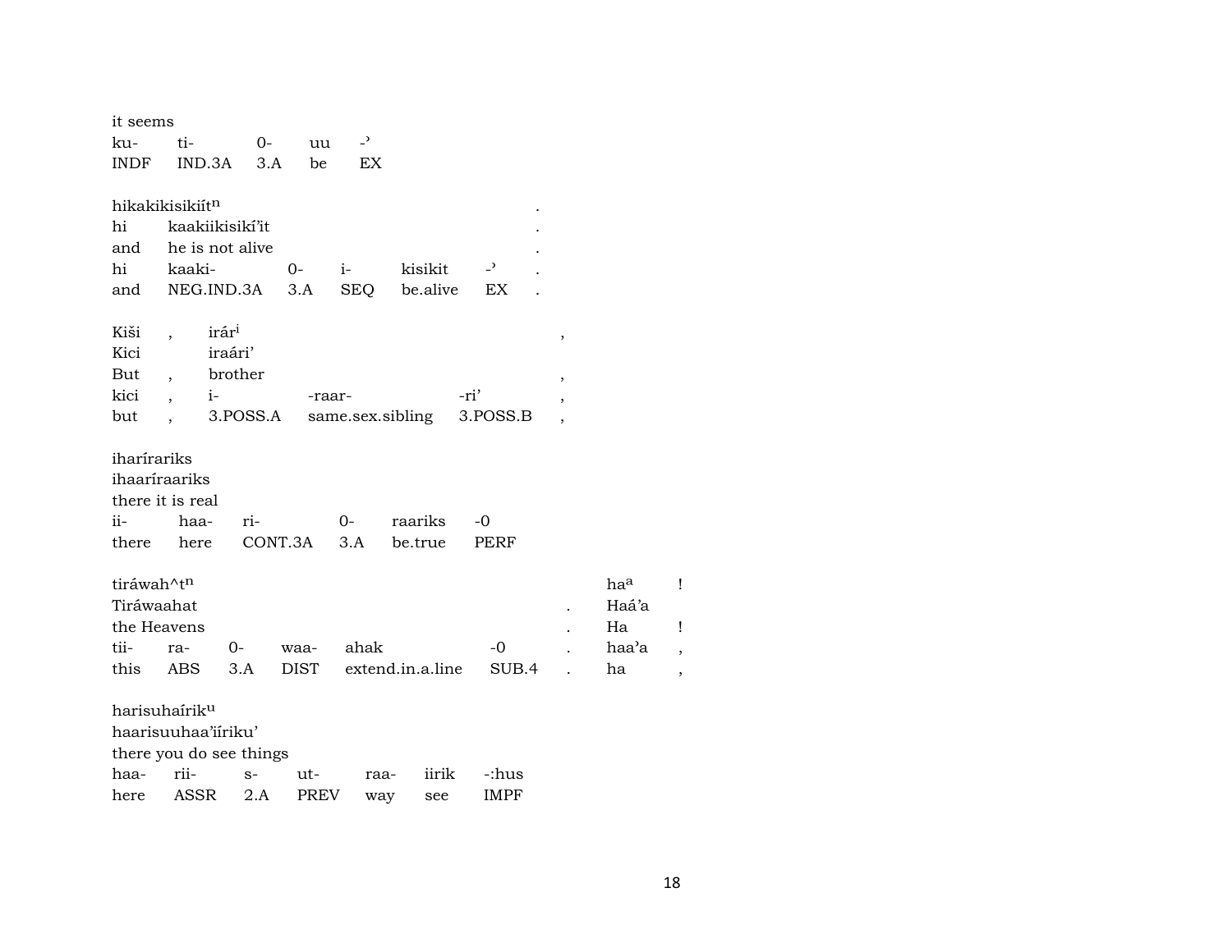it seems

| | | | | |
|---|---|---|---|---|
| ku- | ti- | 0- | uu | -ʾ |
| INDF | IND.3A | 3.A | be | EX |

hikakikisikiít[n] .

| | | | | | | |
|---|---|---|---|---|---|---|
| hi | kaakiikisikí’it | | | | | . |
| and | he is not alive | | | | | . |
| hi | kaaki- | 0- | i- | kisikit | -ʾ | . |
| and | NEG.IND.3A | 3.A | SEQ | be.alive | EX | . |

| | | | | | |
|---|---|---|---|---|---|
| Kiši | , | irár[i] | | | , |
| Kici | | iraári’ | | | |
| But | , | brother | | | , |
| kici | , | i- | -raar- | -ri’ | , |
| but | , | 3.POSS.A | same.sex.sibling | 3.POSS.B | , |

iharírariks

ihaaríraariks

there it is real

| | | | | | |
|---|---|---|---|---|---|
| ii- | haa- | ri- | 0- | raariks | -0 |
| there | here | CONT.3A | 3.A | be.true | PERF |

| | | | | | | | | |
|---|---|---|---|---|---|---|---|---|
| tiráwah^t[n] | | | | | | | ha[a] | ! |
| Tiráwaahat | | | | | | . | Haá’a | |
| the Heavens | | | | | | . | Ha | ! |
| tii- | ra- | 0- | waa- | ahak | -0 | . | haa’a | , |
| this | ABS | 3.A | DIST | extend.in.a.line | SUB.4 | . | ha | , |

harisuhaírik[u]

haarisuuhaa’iíriku’

there you do see things

| | | | | | | |
|---|---|---|---|---|---|---|
| haa- | rii- | s- | ut- | raa- | iirik | -:hus |
| here | ASSR | 2.A | PREV | way | see | IMPF |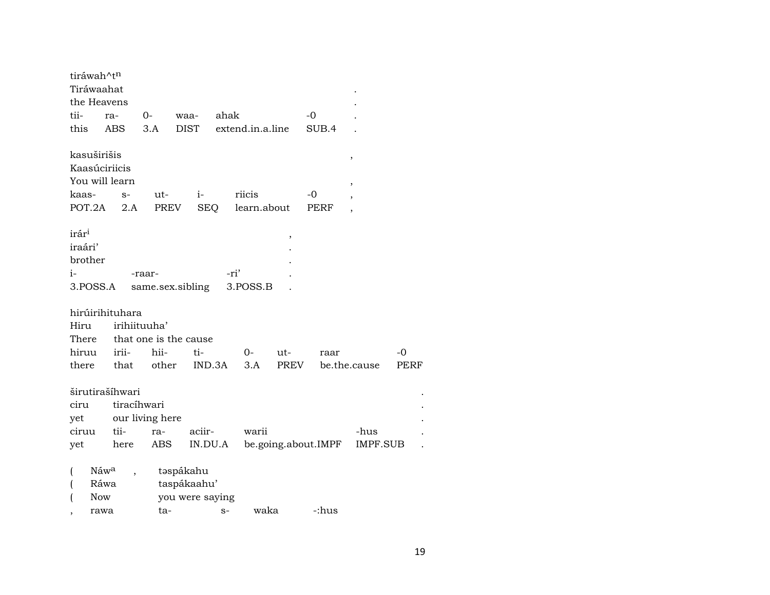| | | | | | | |
|---|---|---|---|---|---|---|
| tiráwah^tⁿ | | | | | | |
| Tiráwaahat | | | | | | . |
| the Heavens | | | | | | . |
| tii- | ra- | 0- | waa- | ahak | -0 | . |
| this | ABS | 3.A | DIST | extend.in.a.line | SUB.4 | . |

| | | | | | | |
|---|---|---|---|---|---|---|
| kasuširišis | | | | | | , |
| Kaasúciriicis | | | | | | |
| You will learn | | | | | | , |
| kaas- | s- | ut- | i- | riicis | -0 | , |
| POT.2A | 2.A | PREV | SEQ | learn.about | PERF | , |

| | | | |
|---|---|---|---|
| irárⁱ | | | , |
| iraári’ | | | . |
| brother | | | . |
| i- | -raar- | -ri’ | . |
| 3.POSS.A | same.sex.sibling | 3.POSS.B | . |

| | | | | | | | |
|---|---|---|---|---|---|---|---|
| hirúirihituhara | | | | | | | |
| Hiru | irihiituuha’ | | | | | | |
| There | that one is the cause | | | | | | |
| hiruu | irii- | hii- | ti- | 0- | ut- | raar | -0 |
| there | that | other | IND.3A | 3.A | PREV | be.the.cause | PERF |

| | | | | | | |
|---|---|---|---|---|---|---|
| širutirašíhwari | | | | | | . |
| ciru | tiracíhwari | | | | | . |
| yet | our living here | | | | | . |
| ciruu | tii- | ra- | aciir- | warii | -hus | . |
| yet | here | ABS | IN.DU.A | be.going.about.IMPF | IMPF.SUB | . |

| | | | | | | |
|---|---|---|---|---|---|---|
| ( | Náwᵃ | , | təspákahu | | | |
| ( | Ráwa | | taspákaahu’ | | | |
| ( | Now | | you were saying | | | |
| , | rawa | | ta- | s- | waka | -:hus |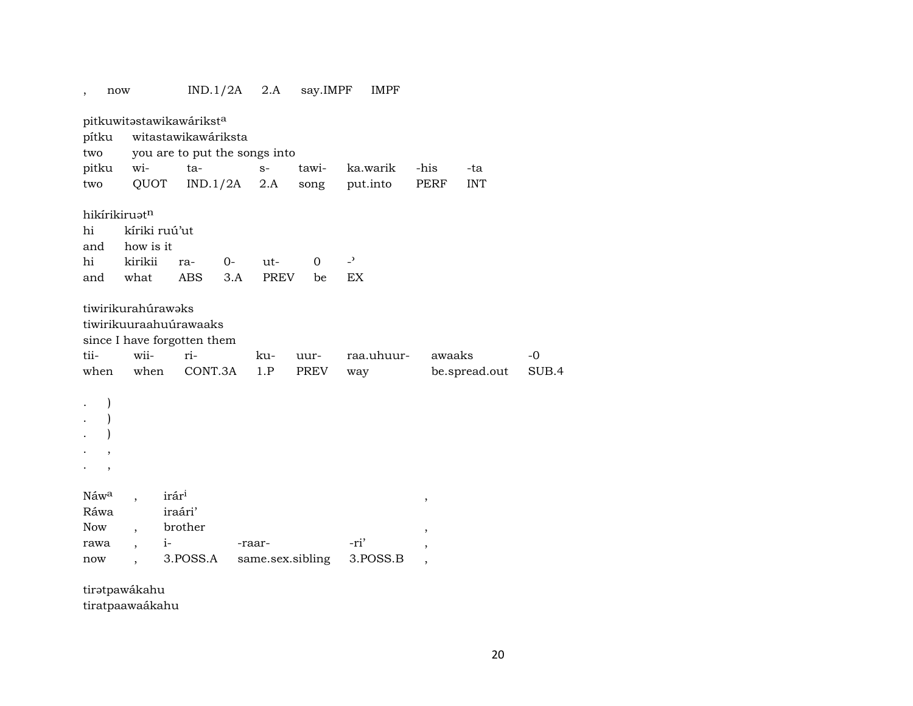| , | now | IND.1/2A | 2.A | say.IMPF | IMPF |
|---|---|---|---|---|---|

pitkuwitəstawikawárikst[a]

| pítku | witastawikawáriksta | | | | | | |
|---|---|---|---|---|---|---|---|
| two | you are to put the songs into | | | | | | |
| pitku | wi- | ta- | s- | tawi- | ka.warik | -his | -ta |
| two | QUOT | IND.1/2A | 2.A | song | put.into | PERF | INT |

hikírikiruət[n]

| hi | kíriki ruú'ut | | | | | |
|---|---|---|---|---|---|---|
| and | how is it | | | | | |
| hi | kirikii | ra- | 0- | ut- | 0 | -ʾ |
| and | what | ABS | 3.A | PREV | be | EX |

tiwirikurahúrawəks
tiwirikuuraahuúrawaaks
since I have forgotten them

| tii- | wii- | ri- | ku- | uur- | raa.uhuur- | awaaks | -0 |
|---|---|---|---|---|---|---|---|
| when | when | CONT.3A | 1.P | PREV | way | be.spread.out | SUB.4 |

. )
. )
. )
. ,
. ,

| Náw[a] | , | irár[i] | | | , |
|---|---|---|---|---|---|
| Ráwa | | iraári' | | | |
| Now | , | brother | | | , |
| rawa | , | i- | -raar- | -ri' | , |
| now | , | 3.POSS.A | same.sex.sibling | 3.POSS.B | , |

tirətpawákahu
tiratpaawaákahu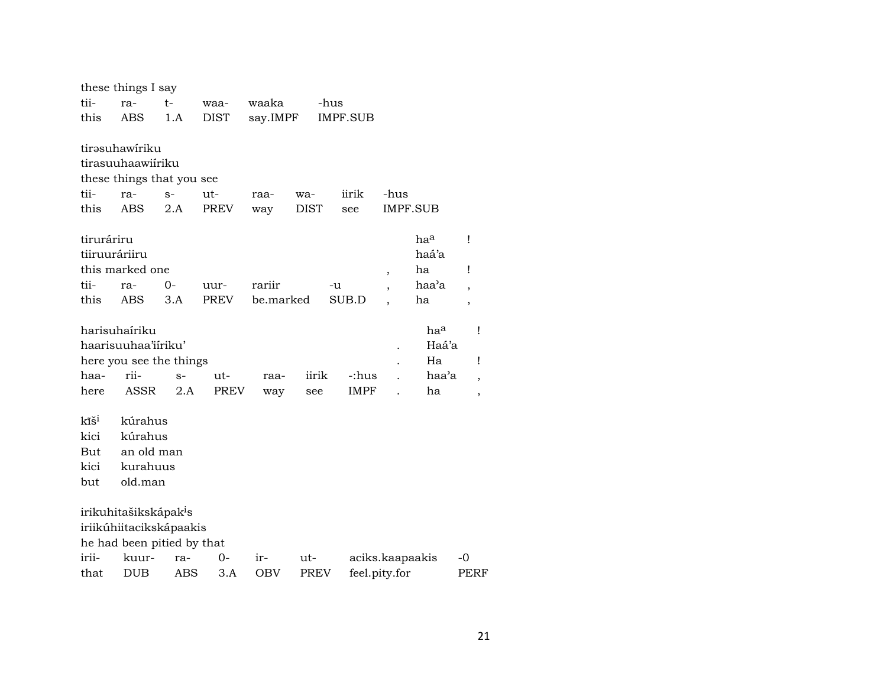these things I say

| | | | | | |
|---|---|---|---|---|---|
| tii- | ra- | t- | waa- | waaka | -hus |
| this | ABS | 1.A | DIST | say.IMPF | IMPF.SUB |

tirəsuhawíriku
tirasuuhaawiíriku
these things that you see

| | | | | | | | |
|---|---|---|---|---|---|---|---|
| tii- | ra- | s- | ut- | raa- | wa- | iirik | -hus |
| this | ABS | 2.A | PREV | way | DIST | see | IMPF.SUB |

| | | | | | | | | |
|---|---|---|---|---|---|---|---|---|
| tirurári­ru | | | | | | | ha$^{a}$ | ! |
| tiiruuráriiru | | | | | | | haá'a | |
| this marked one | | | | | | , | ha | ! |
| tii- | ra- | 0- | uur- | rariir | -u | , | haa'a | , |
| this | ABS | 3.A | PREV | be.marked | SUB.D | , | ha | , |

| | | | | | | | | | |
|---|---|---|---|---|---|---|---|---|---|
| harisuhaíriku | | | | | | | | ha$^{a}$ | ! |
| haarisuuhaa'iíriku' | | | | | | | . | Haá'a | |
| here you see the things | | | | | | | . | Ha | ! |
| haa- | rii- | s- | ut- | raa- | iirik | -:hus | . | haa'a | , |
| here | ASSR | 2.A | PREV | way | see | IMPF | . | ha | , |

| | |
|---|---|
| kīš$^{i}$ | kúrahus |
| kici | kúrahus |
| But | an old man |
| kici | kurahuus |
| but | old.man |

irikuhitašikskápak$^{i}$s
iriikúhiitacikskápaakis
he had been pitied by that

| | | | | | | | |
|---|---|---|---|---|---|---|---|
| irii- | kuur- | ra- | 0- | ir- | ut- | aciks.kaapaakis | -0 |
| that | DUB | ABS | 3.A | OBV | PREV | feel.pity.for | PERF |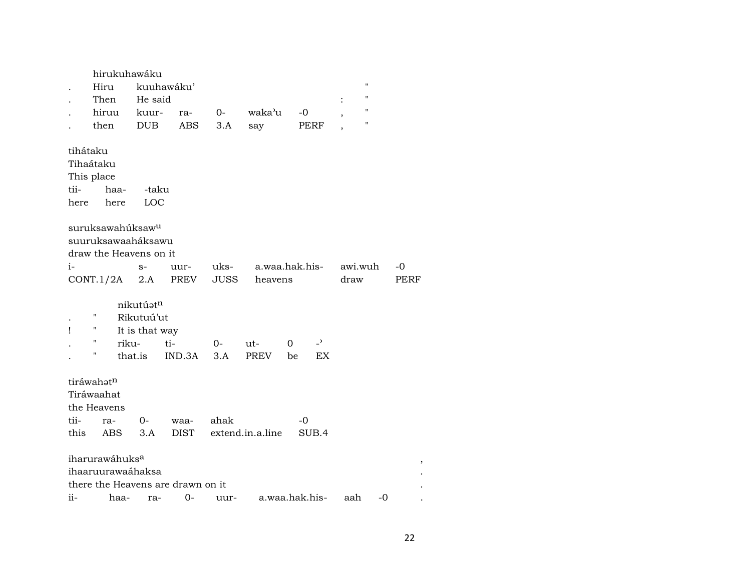hirukuhawáku

| | | | | | | | | |
|---|---|---|---|---|---|---|---|---|
| . | Hiru | kuuhawáku’ | | | | | | " |
| . | Then | He said | | | | | : | " |
| . | hiruu | kuur- | ra- | 0- | waka’u | -0 | , | " |
| . | then | DUB | ABS | 3.A | say | PERF | , | " |

tihátaku
Tihaátaku
This place

| | | |
|---|---|---|
| tii- | haa- | -taku |
| here | here | LOC |

suruksawahúksaw[u]
suuruksawaaháksawu
draw the Heavens on it

| | | | | | | |
|---|---|---|---|---|---|---|
| i- | s- | uur- | uks- | a.waa.hak.his- | awi.wuh | -0 |
| CONT.1/2A | 2.A | PREV | JUSS | heavens | draw | PERF |

nikutúət[n]

| | | | | | | | | |
|---|---|---|---|---|---|---|---|---|
| . | " | Rikutuú’ut | | | | | | |
| ! | " | It is that way | | | | | | |
| . | " | riku- | ti- | 0- | ut- | 0 | -’ | |
| . | " | that.is | IND.3A | 3.A | PREV | be | EX | |

tiráwahət[n]
Tiráwaahat
the Heavens

| | | | | | |
|---|---|---|---|---|---|
| tii- | ra- | 0- | waa- | ahak | -0 |
| this | ABS | 3.A | DIST | extend.in.a.line | SUB.4 |

iharurawáhuks[a] ,
ihaaruurawaáhaksa .
there the Heavens are drawn on it .

| | | | | | | | | |
|---|---|---|---|---|---|---|---|---|
| ii- | haa- | ra- | 0- | uur- | a.waa.hak.his- | aah | -0 | . |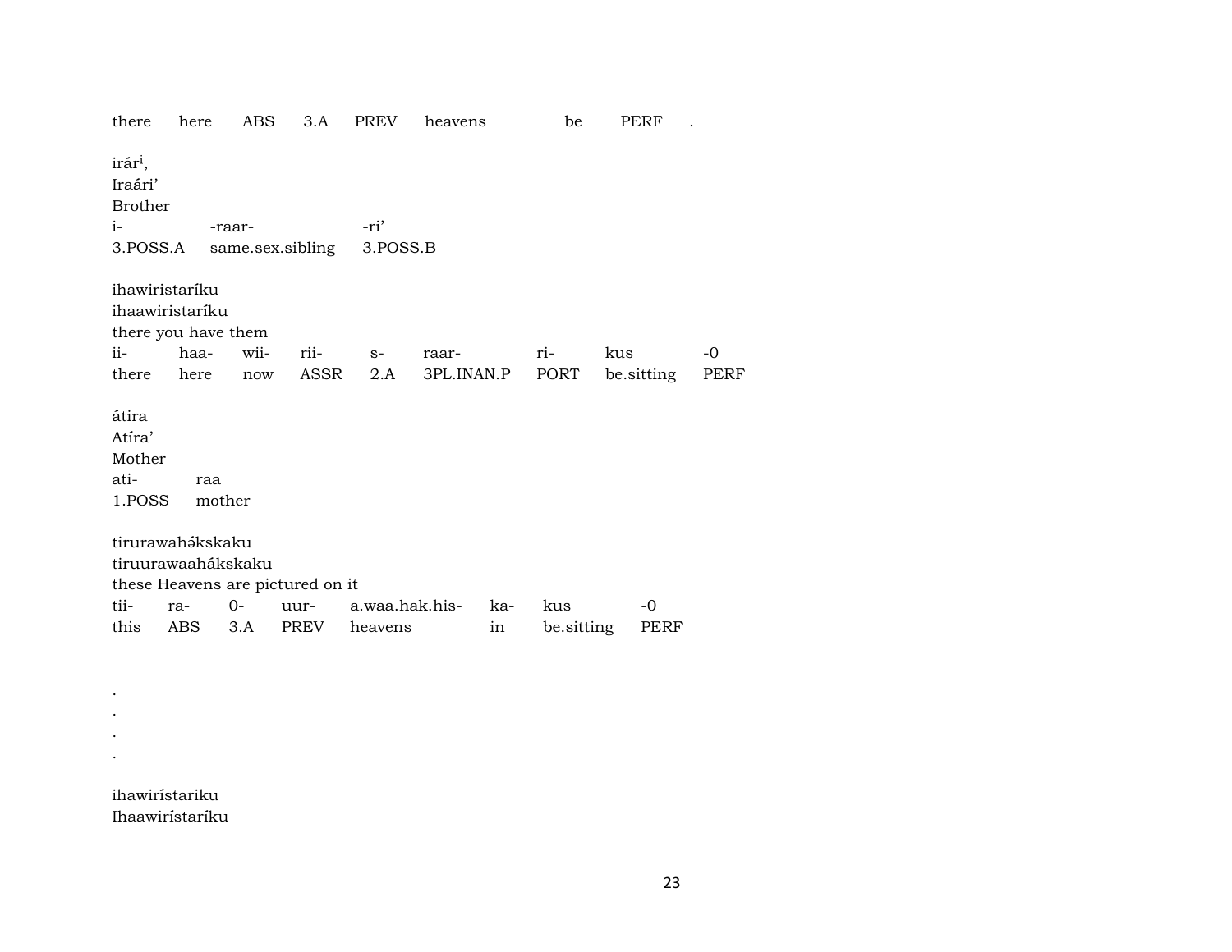| | | | | | | | | |
|---|---|---|---|---|---|---|---|---|
| there | here | ABS | 3.A | PREV | heavens | be | PERF | . |

irár[i],
Iraári'
Brother

| | | |
|---|---|---|
| i- | -raar- | -ri' |
| 3.POSS.A | same.sex.sibling | 3.POSS.B |

ihawiristaríku
ihaawiristaríku
there you have them

| | | | | | | | | |
|---|---|---|---|---|---|---|---|---|
| ii- | haa- | wii- | rii- | s- | raar- | ri- | kus | -0 |
| there | here | now | ASSR | 2.A | 3PL.INAN.P | PORT | be.sitting | PERF |

átira
Atíra'
Mother

| | |
|---|---|
| ati- | raa |
| 1.POSS | mother |

tirurawahə́kskaku
tiruurawaahákskaku
these Heavens are pictured on it

| | | | | | | | |
|---|---|---|---|---|---|---|---|
| tii- | ra- | 0- | uur- | a.waa.hak.his- | ka- | kus | -0 |
| this | ABS | 3.A | PREV | heavens | in | be.sitting | PERF |

.
.
.
.

ihawirístariku
Ihaawirístaríku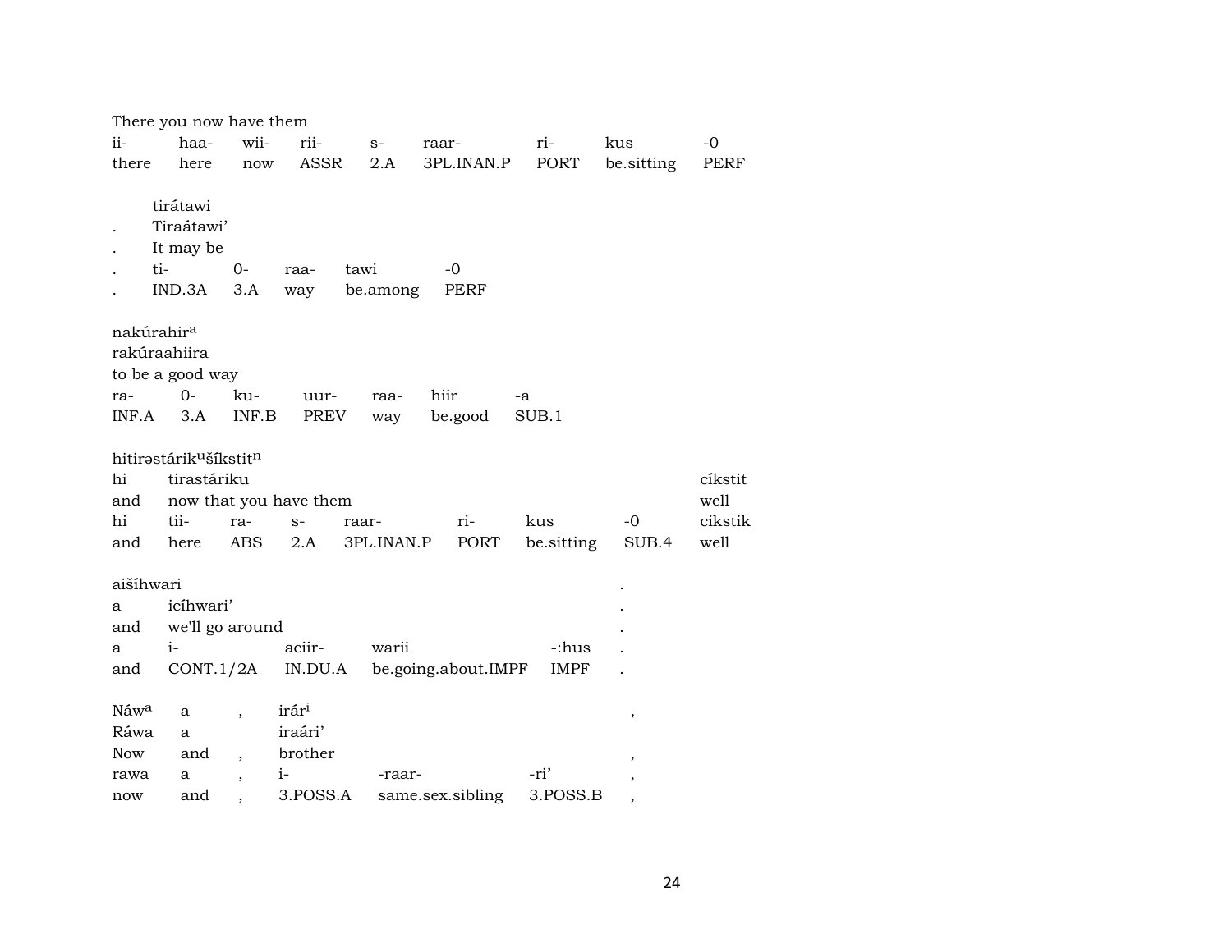There you now have them

| | | | | | | | | |
|---|---|---|---|---|---|---|---|---|
| ii- | haa- | wii- | rii- | s- | raar- | ri- | kus | -0 |
| there | here | now | ASSR | 2.A | 3PL.INAN.P | PORT | be.sitting | PERF |

| | | | | | |
|---|---|---|---|---|---|
| | tirátawi | | | | |
| . | Tiraátawi’ | | | | |
| . | It may be | | | | |
| . | ti- | 0- | raa- | tawi | -0 |
| . | IND.3A | 3.A | way | be.among | PERF |

nakúrahir[a]
rakúraahiira
to be a good way

| | | | | | | |
|---|---|---|---|---|---|---|
| ra- | 0- | ku- | uur- | raa- | hiir | -a |
| INF.A | 3.A | INF.B | PREV | way | be.good | SUB.1 |

hitirəstárik[u]šíkstit[n]

| | | | | | | | | |
|---|---|---|---|---|---|---|---|---|
| hi | tirastáriku | | | | | | | cíkstit |
| and | now that you have them | | | | | | | well |
| hi | tii- | ra- | s- | raar- | ri- | kus | -0 | cikstik |
| and | here | ABS | 2.A | 3PL.INAN.P | PORT | be.sitting | SUB.4 | well |

| | | | | | |
|---|---|---|---|---|---|
| aišíhwari | | | | | . |
| a | icíhwari’ | | | | . |
| and | we'll go around | | | | . |
| a | i- | aciir- | warii | -:hus | . |
| and | CONT.1/2A | IN.DU.A | be.going.about.IMPF | IMPF | . |

| | | | | | | |
|---|---|---|---|---|---|---|
| Náw[a] | a | , | irár[i] | | | , |
| Ráwa | a | | iraári’ | | | |
| Now | and | , | brother | | | , |
| rawa | a | , | i- | -raar- | -ri’ | , |
| now | and | , | 3.POSS.A | same.sex.sibling | 3.POSS.B | , |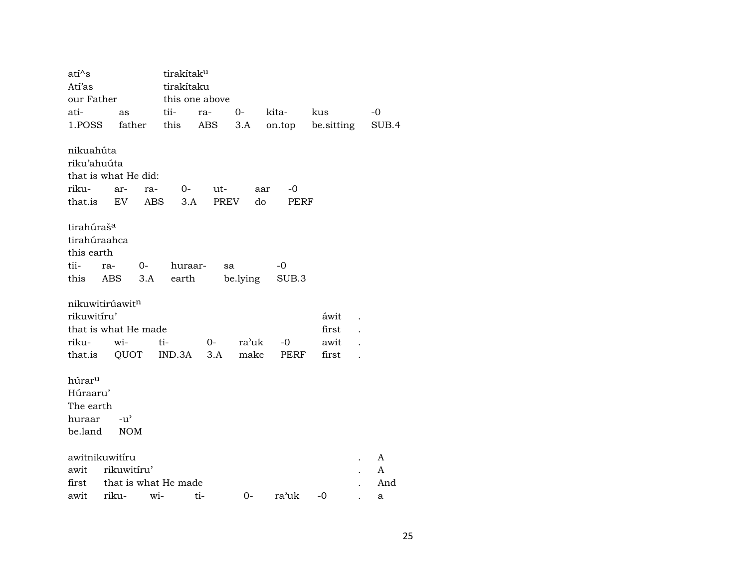| | | | | | | | |
|---|---|---|---|---|---|---|---|
| atí^s | | tirakítak$^{u}$ | | | | | |
| Atí'as | | tirakítaku | | | | | |
| our Father | | this one above | | | | | |
| ati- | as | tii- | ra- | 0- | kita- | kus | -0 |
| 1.POSS | father | this | ABS | 3.A | on.top | be.sitting | SUB.4 |

| | | | | | | |
|---|---|---|---|---|---|---|
| nikuahúta | | | | | | |
| riku'ahuúta | | | | | | |
| that is what He did: | | | | | | |
| riku- | ar- | ra- | 0- | ut- | aar | -0 |
| that.is | EV | ABS | 3.A | PREV | do | PERF |

| | | | | | |
|---|---|---|---|---|---|
| tirahúraš$^{a}$ | | | | | |
| tirahúraahca | | | | | |
| this earth | | | | | |
| tii- | ra- | 0- | huraar- | sa | -0 |
| this | ABS | 3.A | earth | be.lying | SUB.3 |

| | | | | | | | |
|---|---|---|---|---|---|---|---|
| nikuwitirúawit$^{n}$ | | | | | | | |
| rikuwitíru' | | | | | | áwit | . |
| that is what He made | | | | | | first | . |
| riku- | wi- | ti- | 0- | ra'uk | -0 | awit | . |
| that.is | QUOT | IND.3A | 3.A | make | PERF | first | . |

| | |
|---|---|
| húrar$^{u}$ | |
| Húraaru' | |
| The earth | |
| huraar | -u' |
| be.land | NOM |

| | | | | | | | | |
|---|---|---|---|---|---|---|---|---|
| awitnikuwitíru | | | | | | | . | A |
| awit | rikuwitíru' | | | | | | . | A |
| first | that is what He made | | | | | | . | And |
| awit | riku- | wi- | ti- | 0- | ra'uk | -0 | . | a |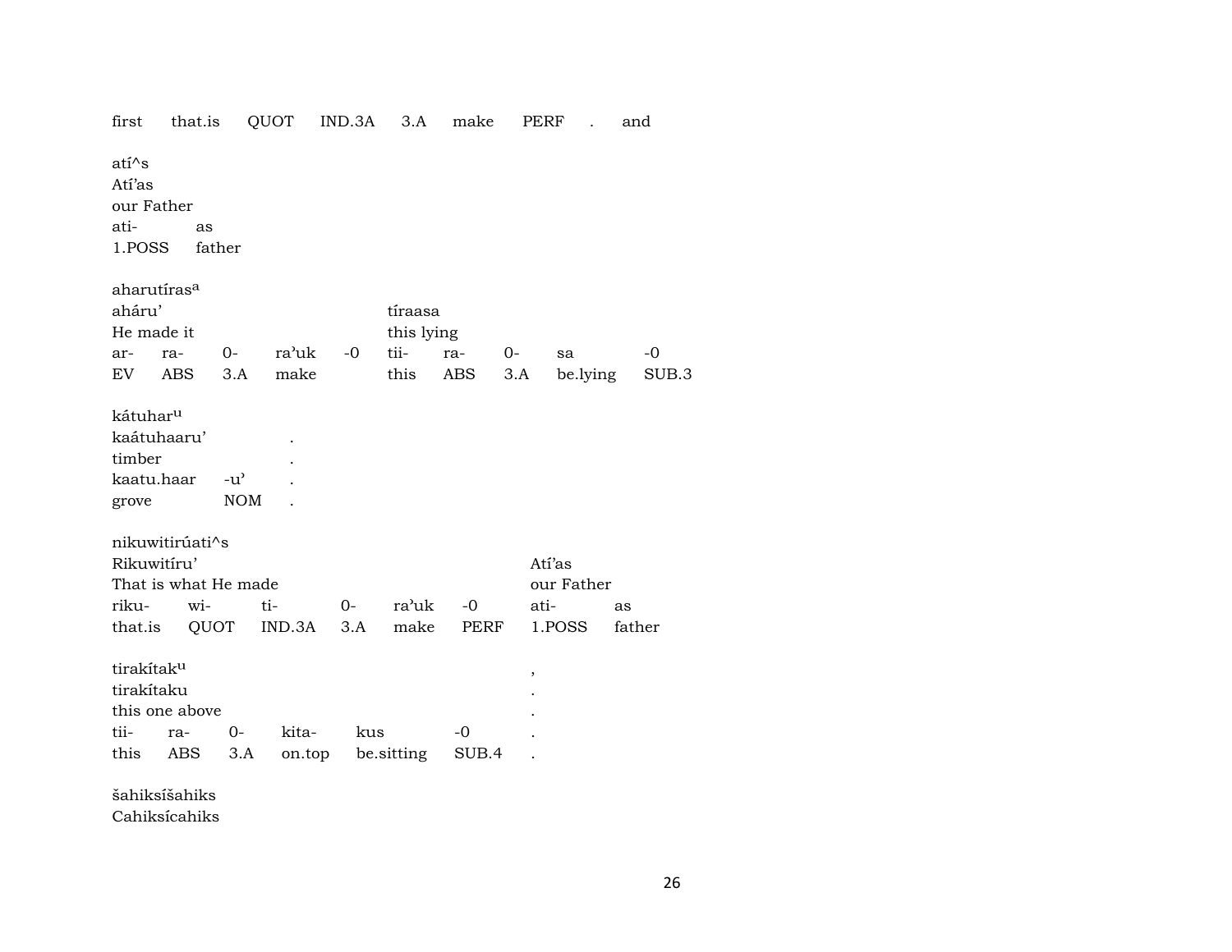| | | | | | | | | |
|---|---|---|---|---|---|---|---|---|
| first | that.is | QUOT | IND.3A | 3.A | make | PERF | . | and |

atí^s
Atí'as
our Father

| | |
|---|---|
| ati- | as |
| 1.POSS | father |

aharutíras[a]

| | | | | | | | | | |
|---|---|---|---|---|---|---|---|---|---|
| aháru' | | | | | tíraasa | | | | |
| He made it | | | | | this lying | | | | |
| ar- | ra- | 0- | ra'uk | -0 | tii- | ra- | 0- | sa | -0 |
| EV | ABS | 3.A | make | | this | ABS | 3.A | be.lying | SUB.3 |

kátuhar[u]

| | | |
|---|---|---|
| kaátuhaaru' | | . |
| timber | | . |
| kaatu.haar | -u' | . |
| grove | NOM | . |

nikuwitirúati^s

| | | | | | | | |
|---|---|---|---|---|---|---|---|
| Rikuwitíru' | | | | | | Atí'as | |
| That is what He made | | | | | | our Father | |
| riku- | wi- | ti- | 0- | ra'uk | -0 | ati- | as |
| that.is | QUOT | IND.3A | 3.A | make | PERF | 1.POSS | father |

tirakítak[u]

| | | | | | | |
|---|---|---|---|---|---|---|
| | | | | | | , |
| tirakítaku | | | | | | . |
| this one above | | | | | | . |
| tii- | ra- | 0- | kita- | kus | -0 | . |
| this | ABS | 3.A | on.top | be.sitting | SUB.4 | . |

šahiksíšahiks
Cahiksícahiks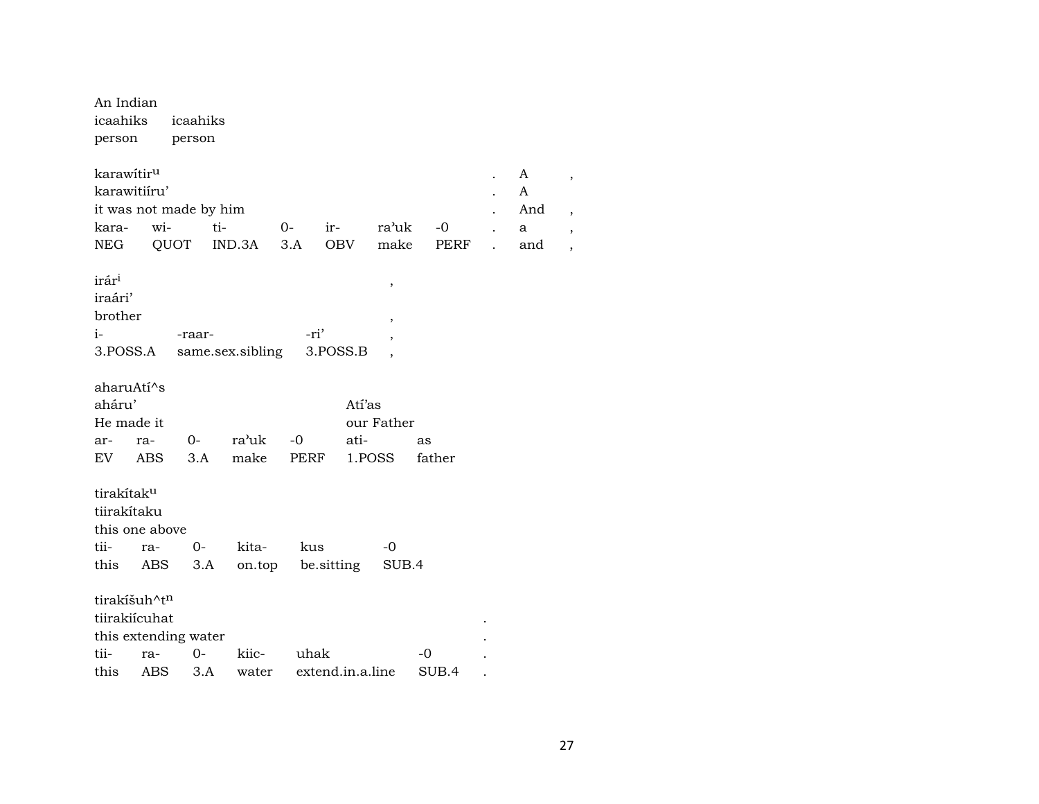An Indian
icaahiks icaahiks
person person

karawítir^u . A ,
karawitiíru' . A
it was not made by him . And ,

| | | | | | | | | | |
|---|---|---|---|---|---|---|---|---|---|
| kara- | wi- | ti- | 0- | ir- | ra'uk | -0 | . | a | , |
| NEG | QUOT | IND.3A | 3.A | OBV | make | PERF | . | and | , |

irár^i ,
iraári'
brother ,

| | | | |
|---|---|---|---|
| i- | -raar- | -ri' | , |
| 3.POSS.A | same.sex.sibling | 3.POSS.B | , |

aharuAtí^s
aháru' Atí'as
He made it our Father

| | | | | | | |
|---|---|---|---|---|---|---|
| ar- | ra- | 0- | ra'uk | -0 | ati- | as |
| EV | ABS | 3.A | make | PERF | 1.POSS | father |

tirakítak^u
tiirakítaku
this one above

| | | | | | |
|---|---|---|---|---|---|
| tii- | ra- | 0- | kita- | kus | -0 |
| this | ABS | 3.A | on.top | be.sitting | SUB.4 |

tirakíšuh^t^n .
tiirakiícuhat .
this extending water .

| | | | | | | |
|---|---|---|---|---|---|---|
| tii- | ra- | 0- | kiic- | uhak | -0 | . |
| this | ABS | 3.A | water | extend.in.a.line | SUB.4 | . |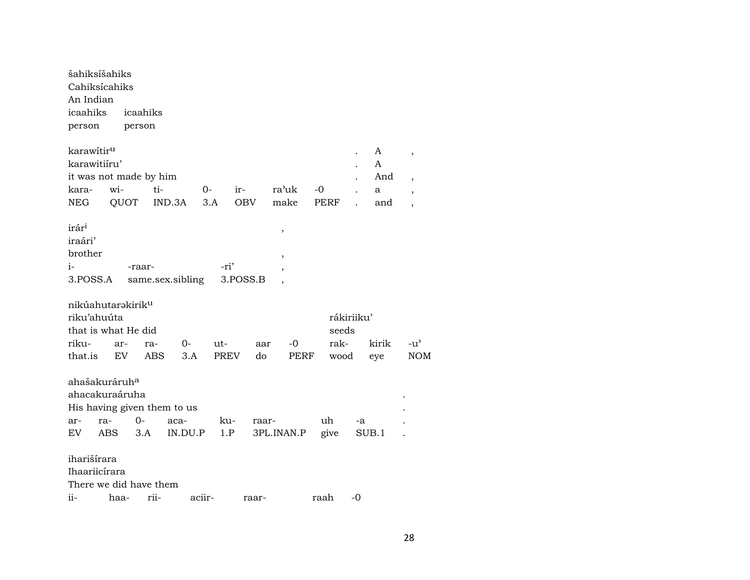šahiksíšahiks
Cahiksícahiks
An Indian

| | |
|---|---|
| icaahiks | icaahiks |
| person | person |

karawítir^u . A ,
karawitiíru' . A
it was not made by him . And ,

| | | | | | | | | | |
|---|---|---|---|---|---|---|---|---|---|
| kara- | wi- | ti- | 0- | ir- | ra'uk | -0 | . | a | , |
| NEG | QUOT | IND.3A | 3.A | OBV | make | PERF | . | and | , |

irár^i ,
iraári'
brother ,

| | | | |
|---|---|---|---|
| i- | -raar- | -ri' | , |
| 3.POSS.A | same.sex.sibling | 3.POSS.B | , |

nikúahutarəkirik^u
riku'ahuúta rákiriiku'
that is what He did seeds

| | | | | | | | | | |
|---|---|---|---|---|---|---|---|---|---|
| riku- | ar- | ra- | 0- | ut- | aar | -0 | rak- | kirik | -u' |
| that.is | EV | ABS | 3.A | PREV | do | PERF | wood | eye | NOM |

ahašakuráruh^a
ahacakuraáruha .
His having given them to us .

| | | | | | | | | |
|---|---|---|---|---|---|---|---|---|
| ar- | ra- | 0- | aca- | ku- | raar- | uh | -a | . |
| EV | ABS | 3.A | IN.DU.P | 1.P | 3PL.INAN.P | give | SUB.1 | . |

iharišírara
Ihaariicírara
There we did have them

| | | | | | | |
|---|---|---|---|---|---|---|
| ii- | haa- | rii- | aciir- | raar- | raah | -0 |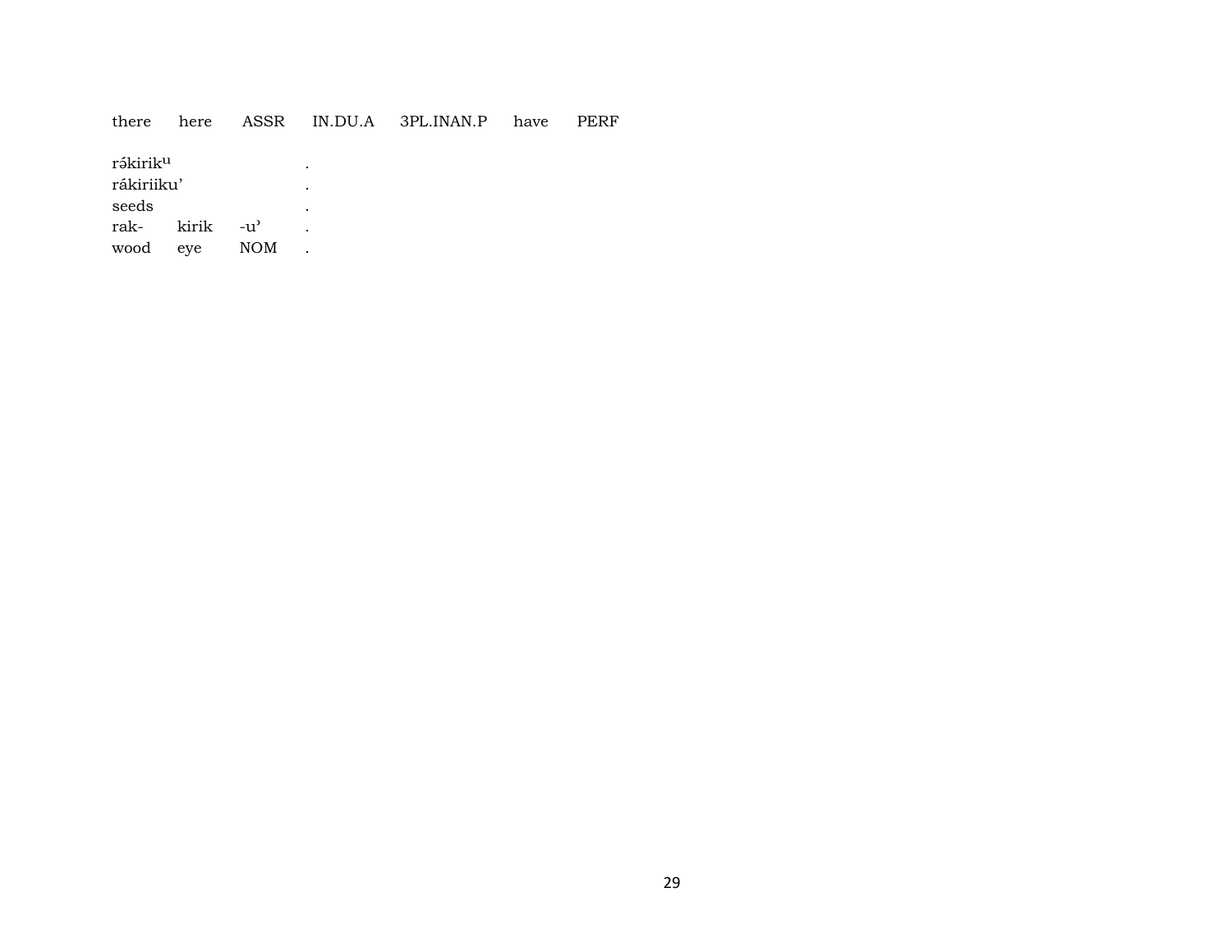there here ASSR IN.DU.A 3PL.INAN.P have PERF

| | | | |
|---|---|---|---|
| rə́kirik$^{u}$ | | | . |
| rákiriiku’ | | | . |
| seeds | | | . |
| rak- | kirik | -u’ | . |
| wood | eye | NOM | . |